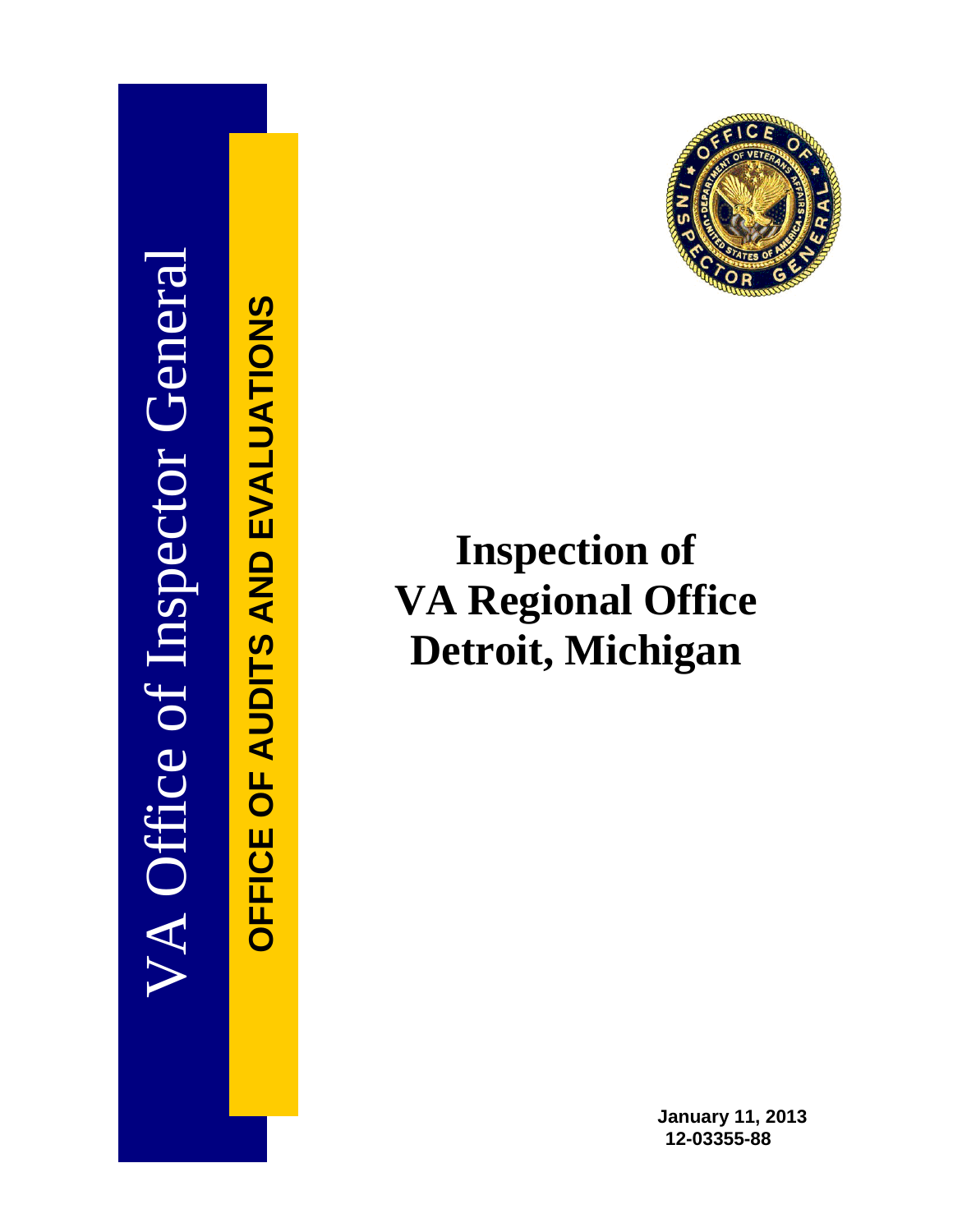VA Office of Inspector General

OFFICE OF AUDITS AND EVALUATIONS

# Inspection of VA Regional Office Detroit, Michigan

**January 11, 2013**
**12-03355-88**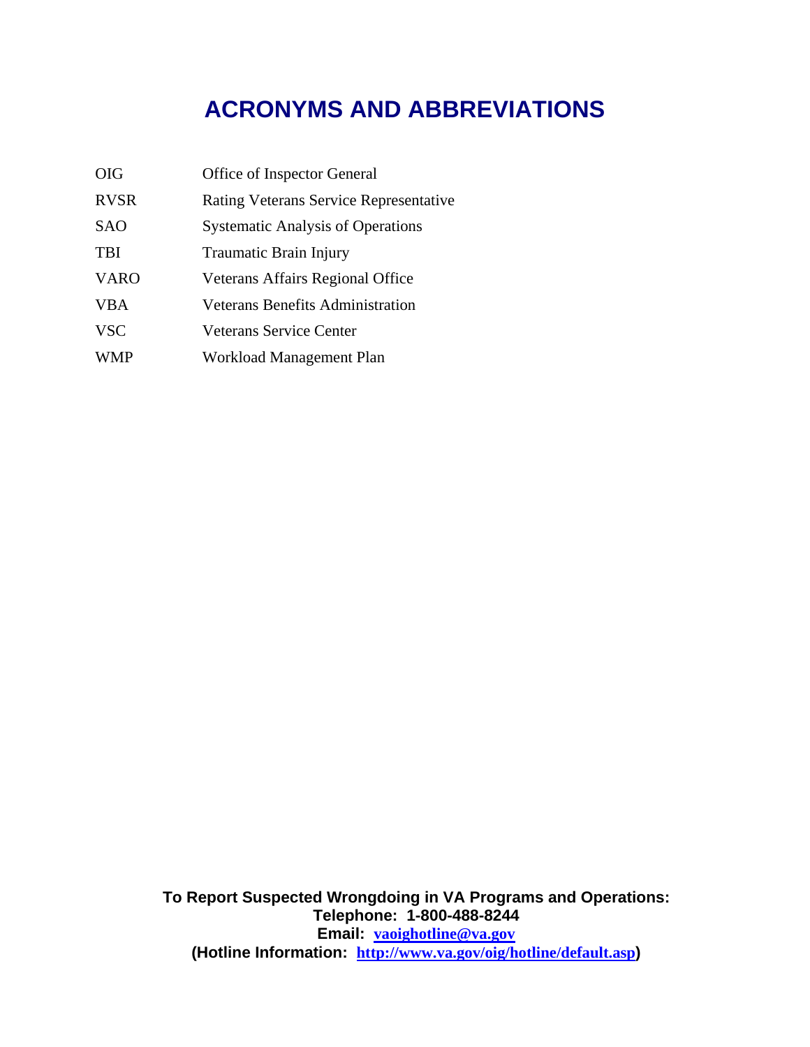# ACRONYMS AND ABBREVIATIONS

| | |
|---|---|
| OIG | Office of Inspector General |
| RVSR | Rating Veterans Service Representative |
| SAO | Systematic Analysis of Operations |
| TBI | Traumatic Brain Injury |
| VARO | Veterans Affairs Regional Office |
| VBA | Veterans Benefits Administration |
| VSC | Veterans Service Center |
| WMP | Workload Management Plan |

**To Report Suspected Wrongdoing in VA Programs and Operations:**
**Telephone: 1-800-488-8244**
**Email: [vaoighotline@va.gov](mailto:vaoighotline@va.gov)**
**(Hotline Information: [http://www.va.gov/oig/hotline/default.asp](http://www.va.gov/oig/hotline/default.asp))**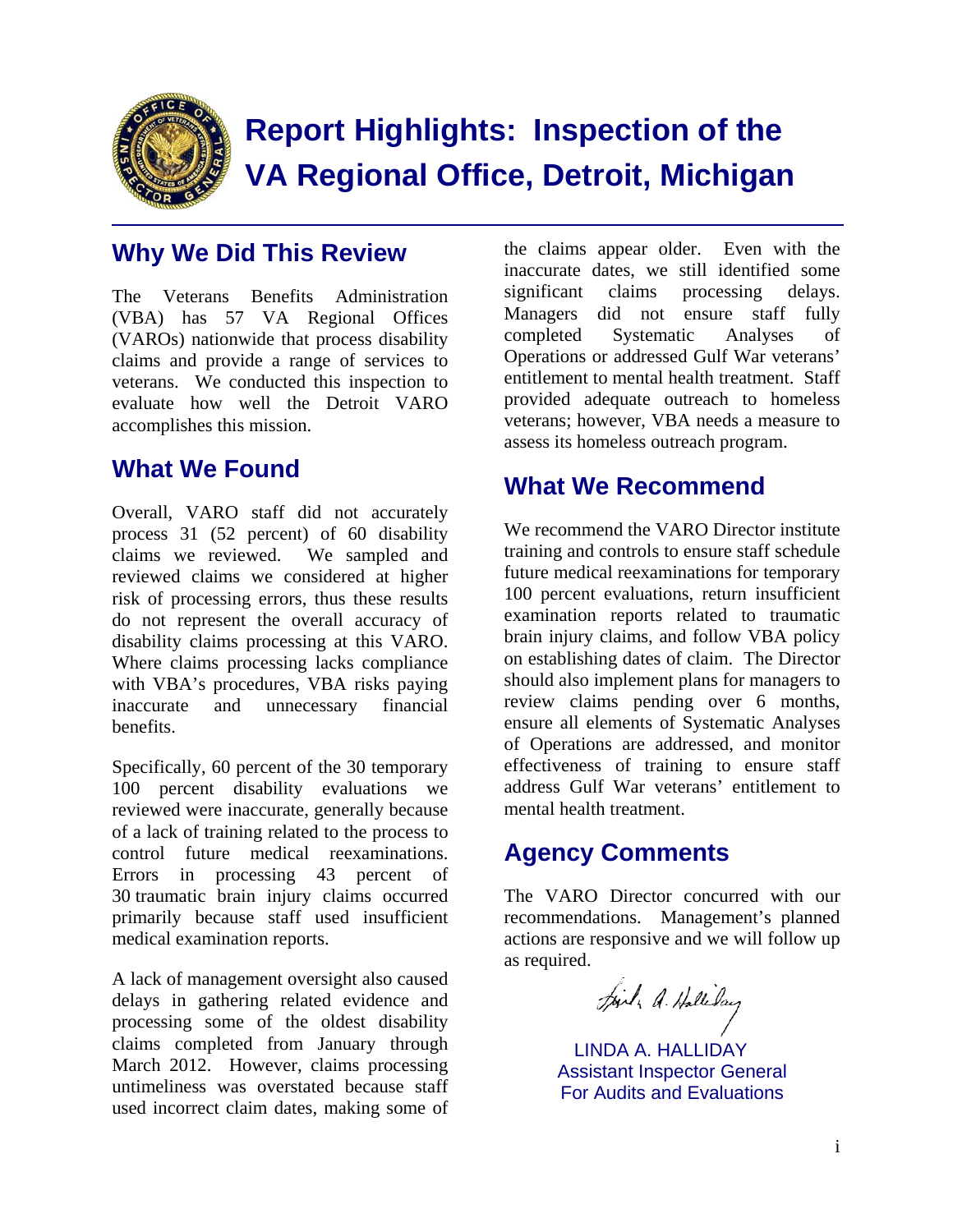# Report Highlights: Inspection of the VA Regional Office, Detroit, Michigan

## Why We Did This Review

The Veterans Benefits Administration (VBA) has 57 VA Regional Offices (VAROs) nationwide that process disability claims and provide a range of services to veterans. We conducted this inspection to evaluate how well the Detroit VARO accomplishes this mission.

## What We Found

Overall, VARO staff did not accurately process 31 (52 percent) of 60 disability claims we reviewed. We sampled and reviewed claims we considered at higher risk of processing errors, thus these results do not represent the overall accuracy of disability claims processing at this VARO. Where claims processing lacks compliance with VBA's procedures, VBA risks paying inaccurate and unnecessary financial benefits.

Specifically, 60 percent of the 30 temporary 100 percent disability evaluations we reviewed were inaccurate, generally because of a lack of training related to the process to control future medical reexaminations. Errors in processing 43 percent of 30 traumatic brain injury claims occurred primarily because staff used insufficient medical examination reports.

A lack of management oversight also caused delays in gathering related evidence and processing some of the oldest disability claims completed from January through March 2012. However, claims processing untimeliness was overstated because staff used incorrect claim dates, making some of the claims appear older. Even with the inaccurate dates, we still identified some significant claims processing delays. Managers did not ensure staff fully completed Systematic Analyses of Operations or addressed Gulf War veterans' entitlement to mental health treatment. Staff provided adequate outreach to homeless veterans; however, VBA needs a measure to assess its homeless outreach program.

## What We Recommend

We recommend the VARO Director institute training and controls to ensure staff schedule future medical reexaminations for temporary 100 percent evaluations, return insufficient examination reports related to traumatic brain injury claims, and follow VBA policy on establishing dates of claim. The Director should also implement plans for managers to review claims pending over 6 months, ensure all elements of Systematic Analyses of Operations are addressed, and monitor effectiveness of training to ensure staff address Gulf War veterans' entitlement to mental health treatment.

## Agency Comments

The VARO Director concurred with our recommendations. Management's planned actions are responsive and we will follow up as required.

LINDA A. HALLIDAY
Assistant Inspector General
For Audits and Evaluations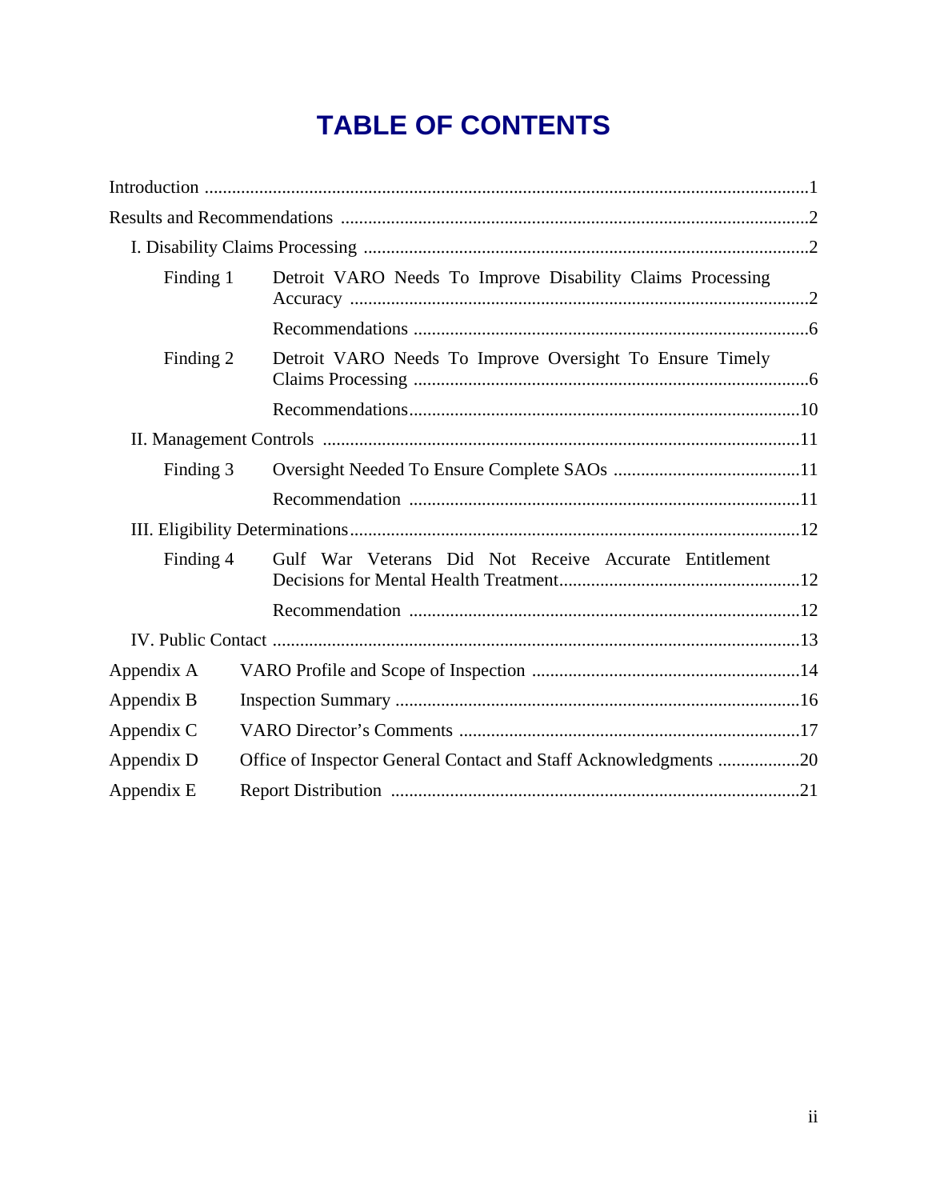# TABLE OF CONTENTS

Introduction .....................................................................................................................1

Results and Recommendations .......................................................................................2

I. Disability Claims Processing ..................................................................................2

| | | |
|---|---|---|
| Finding 1 | Detroit VARO Needs To Improve Disability Claims Processing Accuracy | 2 |
| | Recommendations | 6 |
| Finding 2 | Detroit VARO Needs To Improve Oversight To Ensure Timely Claims Processing | 6 |
| | Recommendations | 10 |

II. Management Controls .........................................................................................11

| | | |
|---|---|---|
| Finding 3 | Oversight Needed To Ensure Complete SAOs | 11 |
| | Recommendation | 11 |

III. Eligibility Determinations...................................................................................12

| | | |
|---|---|---|
| Finding 4 | Gulf War Veterans Did Not Receive Accurate Entitlement Decisions for Mental Health Treatment | 12 |
| | Recommendation | 12 |

IV. Public Contact ....................................................................................................13

| | | |
|---|---|---|
| Appendix A | VARO Profile and Scope of Inspection | 14 |
| Appendix B | Inspection Summary | 16 |
| Appendix C | VARO Director's Comments | 17 |
| Appendix D | Office of Inspector General Contact and Staff Acknowledgments | 20 |
| Appendix E | Report Distribution | 21 |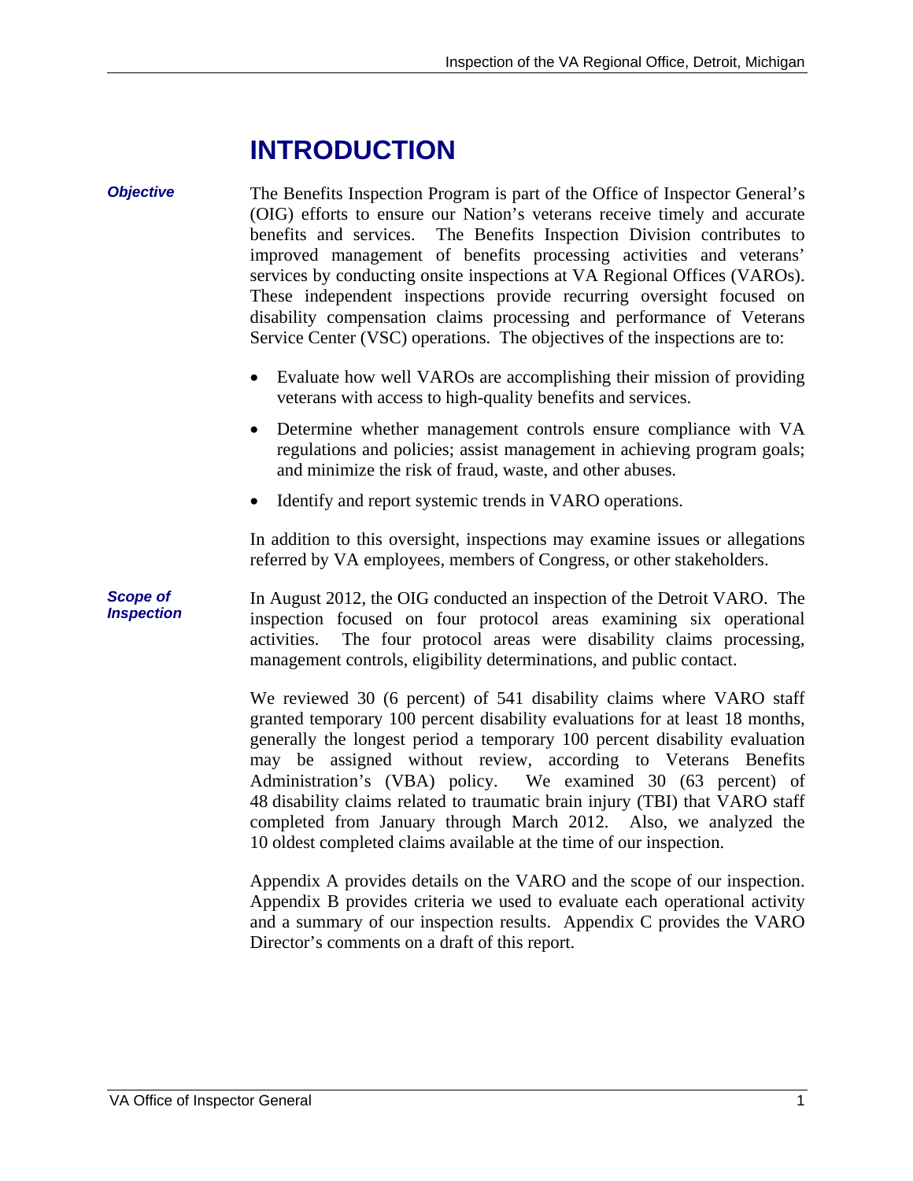# INTRODUCTION

***Objective***

The Benefits Inspection Program is part of the Office of Inspector General's (OIG) efforts to ensure our Nation's veterans receive timely and accurate benefits and services. The Benefits Inspection Division contributes to improved management of benefits processing activities and veterans' services by conducting onsite inspections at VA Regional Offices (VAROs). These independent inspections provide recurring oversight focused on disability compensation claims processing and performance of Veterans Service Center (VSC) operations. The objectives of the inspections are to:

- Evaluate how well VAROs are accomplishing their mission of providing veterans with access to high-quality benefits and services.
- Determine whether management controls ensure compliance with VA regulations and policies; assist management in achieving program goals; and minimize the risk of fraud, waste, and other abuses.
- Identify and report systemic trends in VARO operations.

In addition to this oversight, inspections may examine issues or allegations referred by VA employees, members of Congress, or other stakeholders.

***Scope of Inspection***

In August 2012, the OIG conducted an inspection of the Detroit VARO. The inspection focused on four protocol areas examining six operational activities. The four protocol areas were disability claims processing, management controls, eligibility determinations, and public contact.

We reviewed 30 (6 percent) of 541 disability claims where VARO staff granted temporary 100 percent disability evaluations for at least 18 months, generally the longest period a temporary 100 percent disability evaluation may be assigned without review, according to Veterans Benefits Administration's (VBA) policy. We examined 30 (63 percent) of 48 disability claims related to traumatic brain injury (TBI) that VARO staff completed from January through March 2012. Also, we analyzed the 10 oldest completed claims available at the time of our inspection.

Appendix A provides details on the VARO and the scope of our inspection. Appendix B provides criteria we used to evaluate each operational activity and a summary of our inspection results. Appendix C provides the VARO Director's comments on a draft of this report.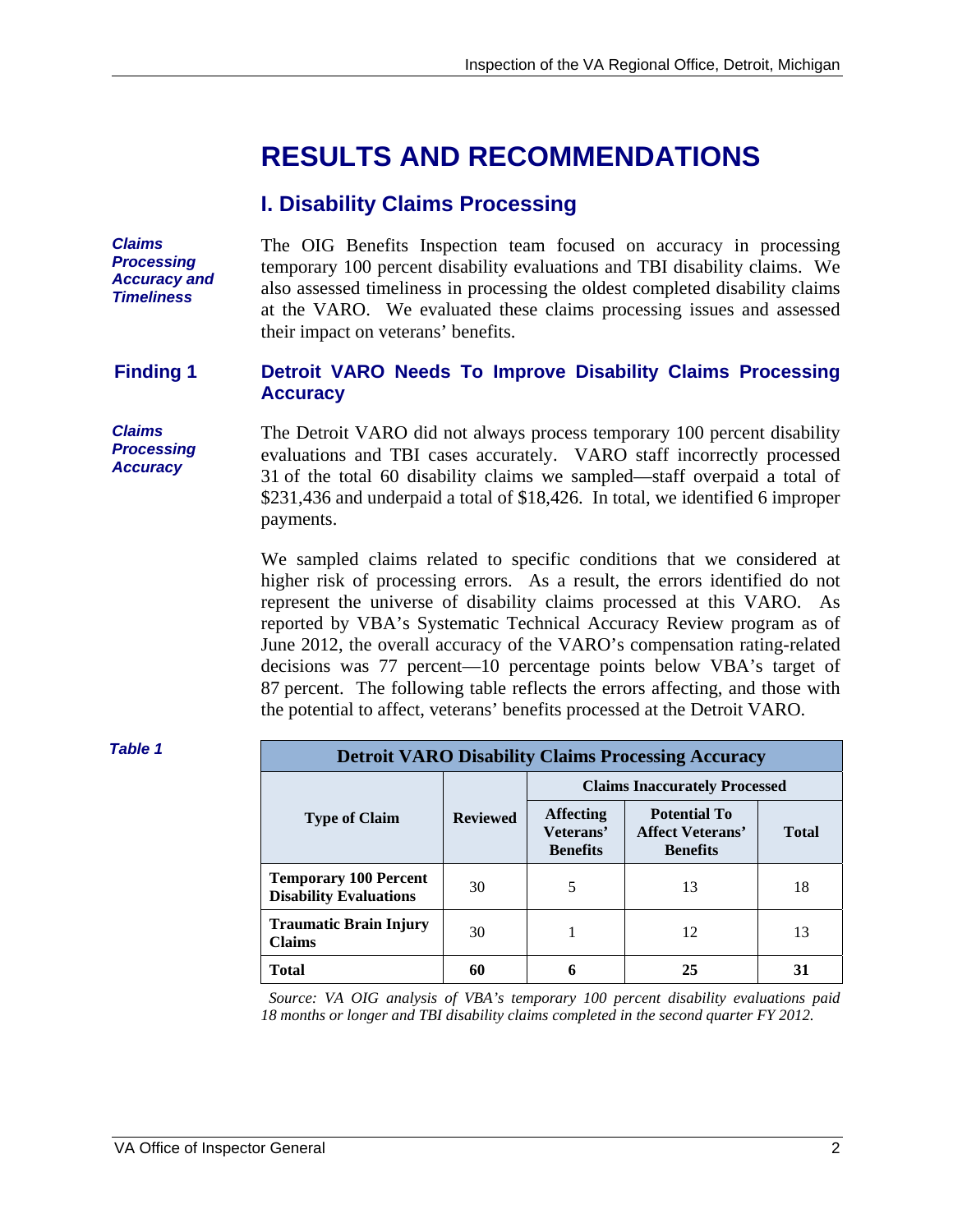# RESULTS AND RECOMMENDATIONS

## I. Disability Claims Processing

***Claims Processing Accuracy and Timeliness***

The OIG Benefits Inspection team focused on accuracy in processing temporary 100 percent disability evaluations and TBI disability claims. We also assessed timeliness in processing the oldest completed disability claims at the VARO. We evaluated these claims processing issues and assessed their impact on veterans' benefits.

### Finding 1 Detroit VARO Needs To Improve Disability Claims Processing Accuracy

***Claims Processing Accuracy***

The Detroit VARO did not always process temporary 100 percent disability evaluations and TBI cases accurately. VARO staff incorrectly processed 31 of the total 60 disability claims we sampled—staff overpaid a total of $231,436 and underpaid a total of $18,426. In total, we identified 6 improper payments.

We sampled claims related to specific conditions that we considered at higher risk of processing errors. As a result, the errors identified do not represent the universe of disability claims processed at this VARO. As reported by VBA's Systematic Technical Accuracy Review program as of June 2012, the overall accuracy of the VARO's compensation rating-related decisions was 77 percent—10 percentage points below VBA's target of 87 percent. The following table reflects the errors affecting, and those with the potential to affect, veterans' benefits processed at the Detroit VARO.

***Table 1***

**Detroit VARO Disability Claims Processing Accuracy**

| Type of Claim | Reviewed | Claims Inaccurately Processed | | |
|---|---|---|---|---|
| | | **Affecting Veterans' Benefits** | **Potential To Affect Veterans' Benefits** | **Total** |
| **Temporary 100 Percent Disability Evaluations** | 30 | 5 | 13 | 18 |
| **Traumatic Brain Injury Claims** | 30 | 1 | 12 | 13 |
| **Total** | **60** | **6** | **25** | **31** |

*Source: VA OIG analysis of VBA's temporary 100 percent disability evaluations paid 18 months or longer and TBI disability claims completed in the second quarter FY 2012.*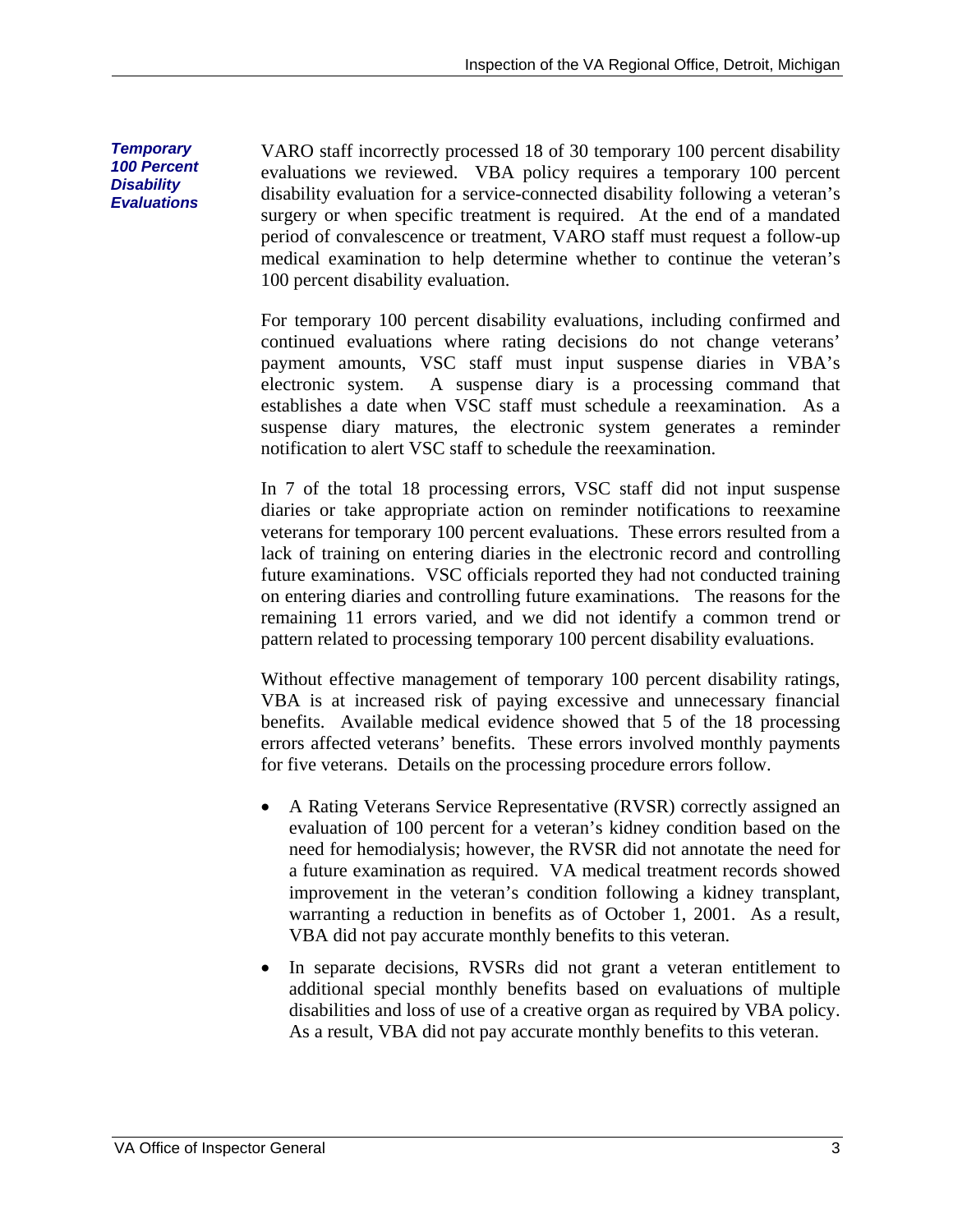### *Temporary 100 Percent Disability Evaluations*

VARO staff incorrectly processed 18 of 30 temporary 100 percent disability evaluations we reviewed. VBA policy requires a temporary 100 percent disability evaluation for a service-connected disability following a veteran's surgery or when specific treatment is required. At the end of a mandated period of convalescence or treatment, VARO staff must request a follow-up medical examination to help determine whether to continue the veteran's 100 percent disability evaluation.

For temporary 100 percent disability evaluations, including confirmed and continued evaluations where rating decisions do not change veterans' payment amounts, VSC staff must input suspense diaries in VBA's electronic system. A suspense diary is a processing command that establishes a date when VSC staff must schedule a reexamination. As a suspense diary matures, the electronic system generates a reminder notification to alert VSC staff to schedule the reexamination.

In 7 of the total 18 processing errors, VSC staff did not input suspense diaries or take appropriate action on reminder notifications to reexamine veterans for temporary 100 percent evaluations. These errors resulted from a lack of training on entering diaries in the electronic record and controlling future examinations. VSC officials reported they had not conducted training on entering diaries and controlling future examinations. The reasons for the remaining 11 errors varied, and we did not identify a common trend or pattern related to processing temporary 100 percent disability evaluations.

Without effective management of temporary 100 percent disability ratings, VBA is at increased risk of paying excessive and unnecessary financial benefits. Available medical evidence showed that 5 of the 18 processing errors affected veterans' benefits. These errors involved monthly payments for five veterans. Details on the processing procedure errors follow.

- A Rating Veterans Service Representative (RVSR) correctly assigned an evaluation of 100 percent for a veteran's kidney condition based on the need for hemodialysis; however, the RVSR did not annotate the need for a future examination as required. VA medical treatment records showed improvement in the veteran's condition following a kidney transplant, warranting a reduction in benefits as of October 1, 2001. As a result, VBA did not pay accurate monthly benefits to this veteran.
- In separate decisions, RVSRs did not grant a veteran entitlement to additional special monthly benefits based on evaluations of multiple disabilities and loss of use of a creative organ as required by VBA policy. As a result, VBA did not pay accurate monthly benefits to this veteran.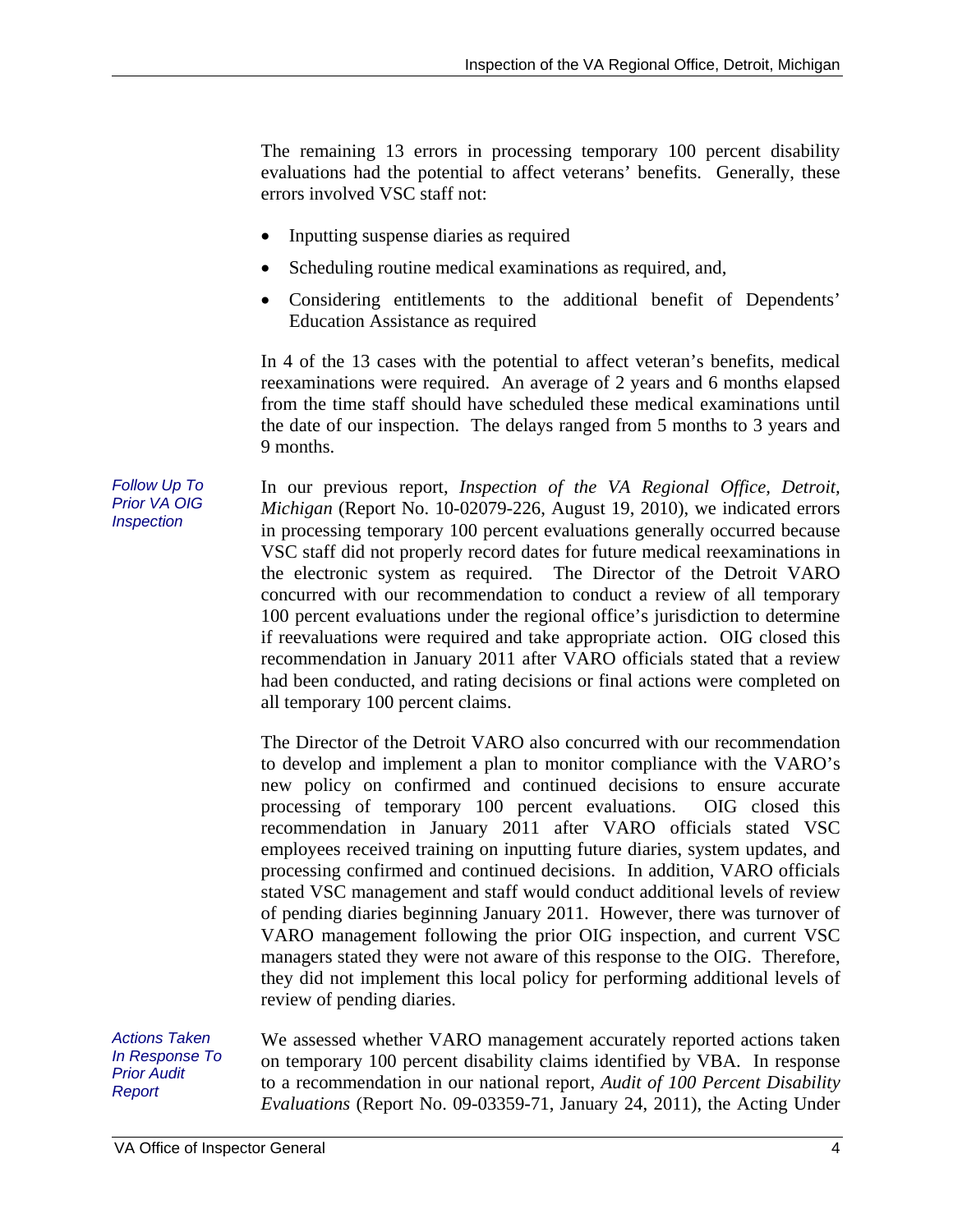The remaining 13 errors in processing temporary 100 percent disability evaluations had the potential to affect veterans' benefits. Generally, these errors involved VSC staff not:

- Inputting suspense diaries as required
- Scheduling routine medical examinations as required, and,
- Considering entitlements to the additional benefit of Dependents' Education Assistance as required

In 4 of the 13 cases with the potential to affect veteran's benefits, medical reexaminations were required. An average of 2 years and 6 months elapsed from the time staff should have scheduled these medical examinations until the date of our inspection. The delays ranged from 5 months to 3 years and 9 months.

*Follow Up To Prior VA OIG Inspection*

In our previous report, *Inspection of the VA Regional Office, Detroit, Michigan* (Report No. 10-02079-226, August 19, 2010), we indicated errors in processing temporary 100 percent evaluations generally occurred because VSC staff did not properly record dates for future medical reexaminations in the electronic system as required. The Director of the Detroit VARO concurred with our recommendation to conduct a review of all temporary 100 percent evaluations under the regional office's jurisdiction to determine if reevaluations were required and take appropriate action. OIG closed this recommendation in January 2011 after VARO officials stated that a review had been conducted, and rating decisions or final actions were completed on all temporary 100 percent claims.

The Director of the Detroit VARO also concurred with our recommendation to develop and implement a plan to monitor compliance with the VARO's new policy on confirmed and continued decisions to ensure accurate processing of temporary 100 percent evaluations. OIG closed this recommendation in January 2011 after VARO officials stated VSC employees received training on inputting future diaries, system updates, and processing confirmed and continued decisions. In addition, VARO officials stated VSC management and staff would conduct additional levels of review of pending diaries beginning January 2011. However, there was turnover of VARO management following the prior OIG inspection, and current VSC managers stated they were not aware of this response to the OIG. Therefore, they did not implement this local policy for performing additional levels of review of pending diaries.

*Actions Taken In Response To Prior Audit Report*

We assessed whether VARO management accurately reported actions taken on temporary 100 percent disability claims identified by VBA. In response to a recommendation in our national report, *Audit of 100 Percent Disability Evaluations* (Report No. 09-03359-71, January 24, 2011), the Acting Under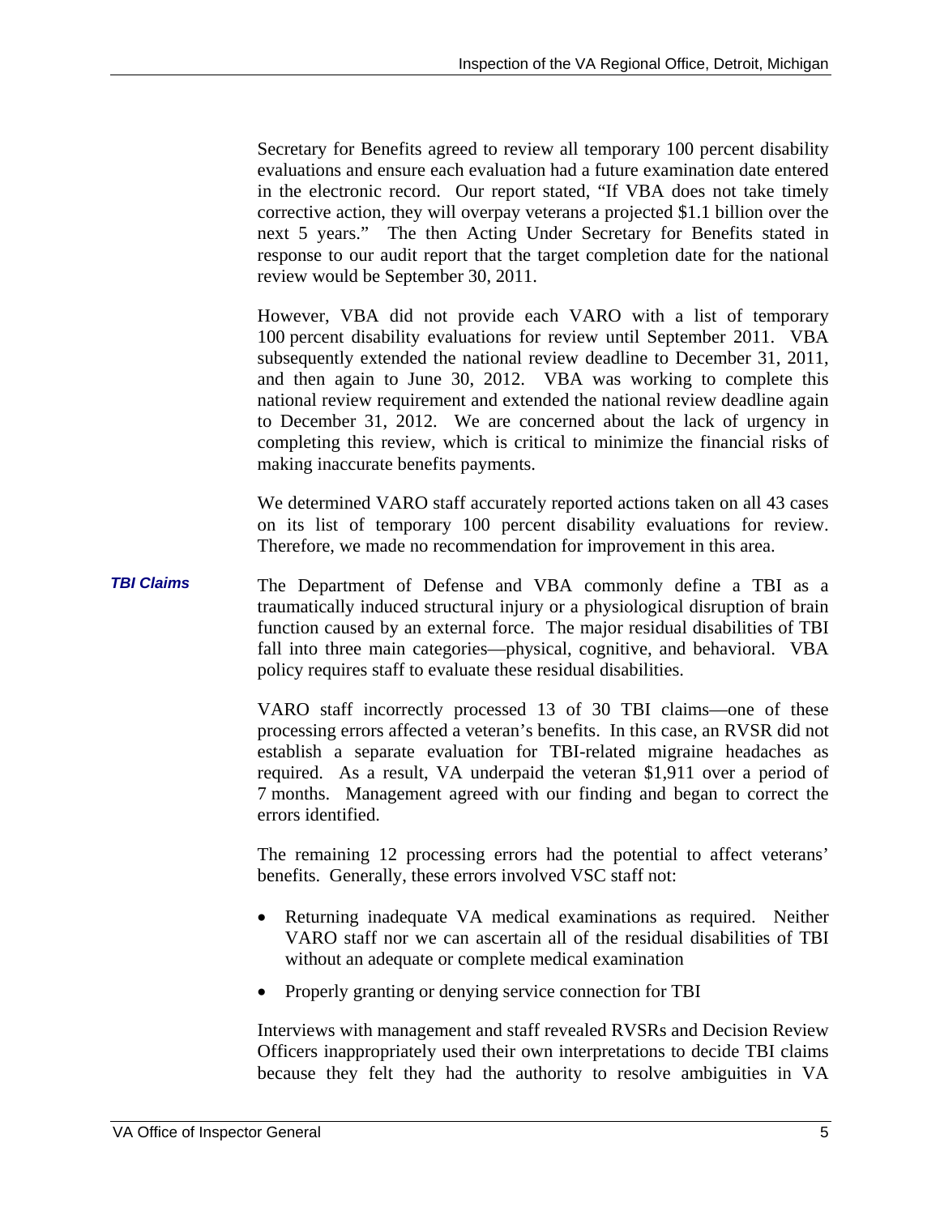Secretary for Benefits agreed to review all temporary 100 percent disability evaluations and ensure each evaluation had a future examination date entered in the electronic record. Our report stated, "If VBA does not take timely corrective action, they will overpay veterans a projected $1.1 billion over the next 5 years." The then Acting Under Secretary for Benefits stated in response to our audit report that the target completion date for the national review would be September 30, 2011.

However, VBA did not provide each VARO with a list of temporary 100 percent disability evaluations for review until September 2011. VBA subsequently extended the national review deadline to December 31, 2011, and then again to June 30, 2012. VBA was working to complete this national review requirement and extended the national review deadline again to December 31, 2012. We are concerned about the lack of urgency in completing this review, which is critical to minimize the financial risks of making inaccurate benefits payments.

We determined VARO staff accurately reported actions taken on all 43 cases on its list of temporary 100 percent disability evaluations for review. Therefore, we made no recommendation for improvement in this area.

***TBI Claims***

The Department of Defense and VBA commonly define a TBI as a traumatically induced structural injury or a physiological disruption of brain function caused by an external force. The major residual disabilities of TBI fall into three main categories—physical, cognitive, and behavioral. VBA policy requires staff to evaluate these residual disabilities.

VARO staff incorrectly processed 13 of 30 TBI claims—one of these processing errors affected a veteran's benefits. In this case, an RVSR did not establish a separate evaluation for TBI-related migraine headaches as required. As a result, VA underpaid the veteran $1,911 over a period of 7 months. Management agreed with our finding and began to correct the errors identified.

The remaining 12 processing errors had the potential to affect veterans' benefits. Generally, these errors involved VSC staff not:

- Returning inadequate VA medical examinations as required. Neither VARO staff nor we can ascertain all of the residual disabilities of TBI without an adequate or complete medical examination
- Properly granting or denying service connection for TBI

Interviews with management and staff revealed RVSRs and Decision Review Officers inappropriately used their own interpretations to decide TBI claims because they felt they had the authority to resolve ambiguities in VA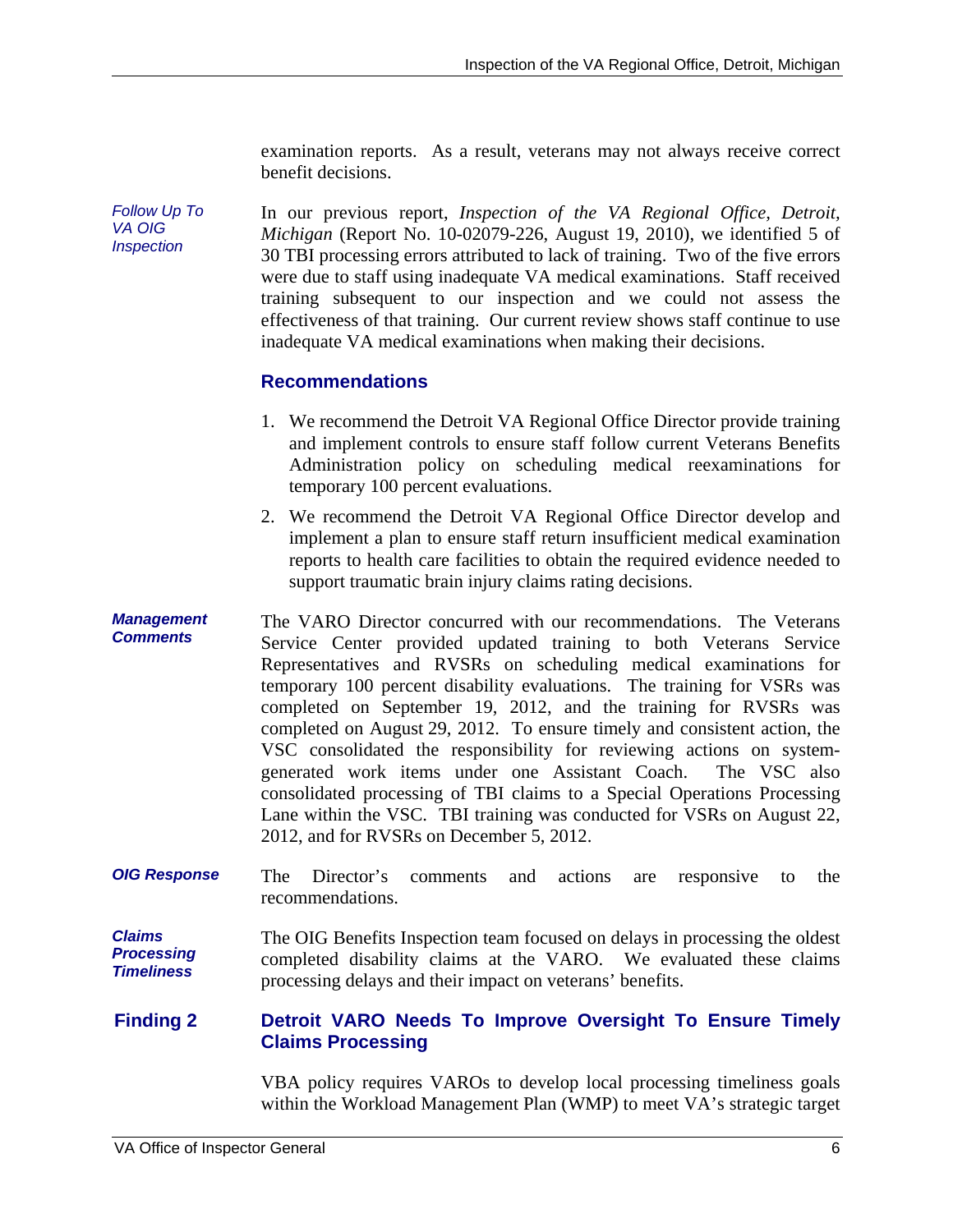examination reports. As a result, veterans may not always receive correct benefit decisions.

*Follow Up To VA OIG Inspection*

In our previous report, *Inspection of the VA Regional Office, Detroit, Michigan* (Report No. 10-02079-226, August 19, 2010), we identified 5 of 30 TBI processing errors attributed to lack of training. Two of the five errors were due to staff using inadequate VA medical examinations. Staff received training subsequent to our inspection and we could not assess the effectiveness of that training. Our current review shows staff continue to use inadequate VA medical examinations when making their decisions.

### Recommendations

1. We recommend the Detroit VA Regional Office Director provide training and implement controls to ensure staff follow current Veterans Benefits Administration policy on scheduling medical reexaminations for temporary 100 percent evaluations.

2. We recommend the Detroit VA Regional Office Director develop and implement a plan to ensure staff return insufficient medical examination reports to health care facilities to obtain the required evidence needed to support traumatic brain injury claims rating decisions.

***Management Comments***

The VARO Director concurred with our recommendations. The Veterans Service Center provided updated training to both Veterans Service Representatives and RVSRs on scheduling medical examinations for temporary 100 percent disability evaluations. The training for VSRs was completed on September 19, 2012, and the training for RVSRs was completed on August 29, 2012. To ensure timely and consistent action, the VSC consolidated the responsibility for reviewing actions on system-generated work items under one Assistant Coach. The VSC also consolidated processing of TBI claims to a Special Operations Processing Lane within the VSC. TBI training was conducted for VSRs on August 22, 2012, and for RVSRs on December 5, 2012.

***OIG Response***

The Director's comments and actions are responsive to the recommendations.

***Claims Processing Timeliness***

The OIG Benefits Inspection team focused on delays in processing the oldest completed disability claims at the VARO. We evaluated these claims processing delays and their impact on veterans' benefits.

## Finding 2 Detroit VARO Needs To Improve Oversight To Ensure Timely Claims Processing

VBA policy requires VAROs to develop local processing timeliness goals within the Workload Management Plan (WMP) to meet VA's strategic target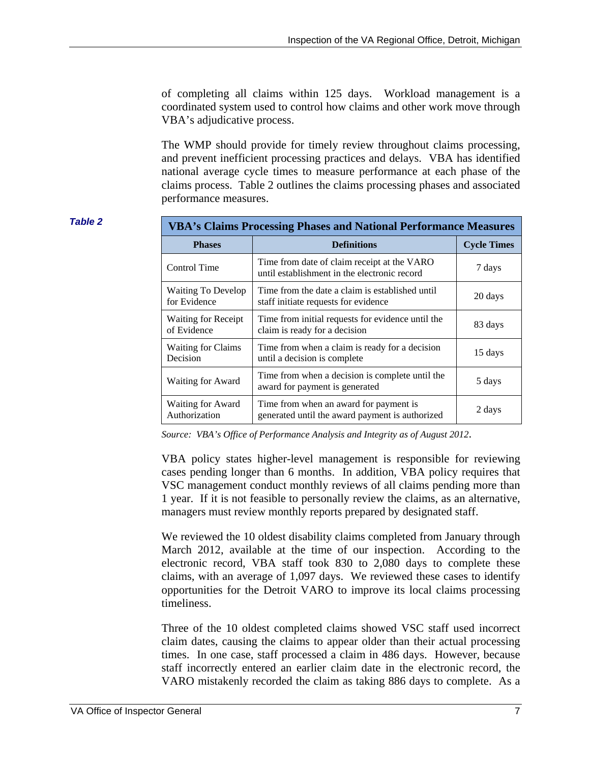of completing all claims within 125 days. Workload management is a coordinated system used to control how claims and other work move through VBA's adjudicative process.

The WMP should provide for timely review throughout claims processing, and prevent inefficient processing practices and delays. VBA has identified national average cycle times to measure performance at each phase of the claims process. Table 2 outlines the claims processing phases and associated performance measures.

***Table 2***

**VBA's Claims Processing Phases and National Performance Measures**

| Phases | Definitions | Cycle Times |
|---|---|---|
| Control Time | Time from date of claim receipt at the VARO until establishment in the electronic record | 7 days |
| Waiting To Develop for Evidence | Time from the date a claim is established until staff initiate requests for evidence | 20 days |
| Waiting for Receipt of Evidence | Time from initial requests for evidence until the claim is ready for a decision | 83 days |
| Waiting for Claims Decision | Time from when a claim is ready for a decision until a decision is complete | 15 days |
| Waiting for Award | Time from when a decision is complete until the award for payment is generated | 5 days |
| Waiting for Award Authorization | Time from when an award for payment is generated until the award payment is authorized | 2 days |

*Source: VBA's Office of Performance Analysis and Integrity as of August 2012*.

VBA policy states higher-level management is responsible for reviewing cases pending longer than 6 months. In addition, VBA policy requires that VSC management conduct monthly reviews of all claims pending more than 1 year. If it is not feasible to personally review the claims, as an alternative, managers must review monthly reports prepared by designated staff.

We reviewed the 10 oldest disability claims completed from January through March 2012, available at the time of our inspection. According to the electronic record, VBA staff took 830 to 2,080 days to complete these claims, with an average of 1,097 days. We reviewed these cases to identify opportunities for the Detroit VARO to improve its local claims processing timeliness.

Three of the 10 oldest completed claims showed VSC staff used incorrect claim dates, causing the claims to appear older than their actual processing times. In one case, staff processed a claim in 486 days. However, because staff incorrectly entered an earlier claim date in the electronic record, the VARO mistakenly recorded the claim as taking 886 days to complete. As a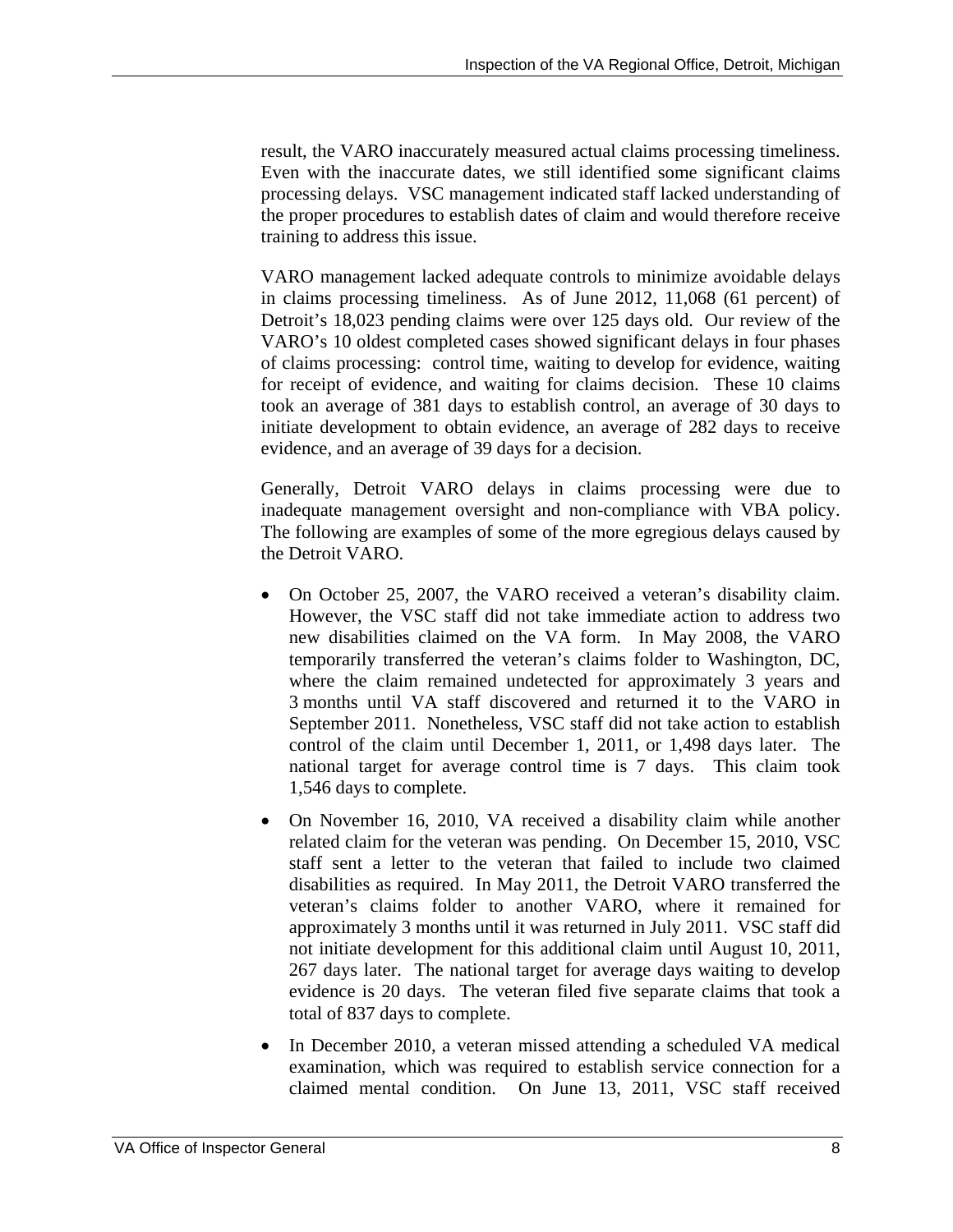result, the VARO inaccurately measured actual claims processing timeliness. Even with the inaccurate dates, we still identified some significant claims processing delays. VSC management indicated staff lacked understanding of the proper procedures to establish dates of claim and would therefore receive training to address this issue.

VARO management lacked adequate controls to minimize avoidable delays in claims processing timeliness. As of June 2012, 11,068 (61 percent) of Detroit's 18,023 pending claims were over 125 days old. Our review of the VARO's 10 oldest completed cases showed significant delays in four phases of claims processing: control time, waiting to develop for evidence, waiting for receipt of evidence, and waiting for claims decision. These 10 claims took an average of 381 days to establish control, an average of 30 days to initiate development to obtain evidence, an average of 282 days to receive evidence, and an average of 39 days for a decision.

Generally, Detroit VARO delays in claims processing were due to inadequate management oversight and non-compliance with VBA policy. The following are examples of some of the more egregious delays caused by the Detroit VARO.

- On October 25, 2007, the VARO received a veteran's disability claim. However, the VSC staff did not take immediate action to address two new disabilities claimed on the VA form. In May 2008, the VARO temporarily transferred the veteran's claims folder to Washington, DC, where the claim remained undetected for approximately 3 years and 3 months until VA staff discovered and returned it to the VARO in September 2011. Nonetheless, VSC staff did not take action to establish control of the claim until December 1, 2011, or 1,498 days later. The national target for average control time is 7 days. This claim took 1,546 days to complete.
- On November 16, 2010, VA received a disability claim while another related claim for the veteran was pending. On December 15, 2010, VSC staff sent a letter to the veteran that failed to include two claimed disabilities as required. In May 2011, the Detroit VARO transferred the veteran's claims folder to another VARO, where it remained for approximately 3 months until it was returned in July 2011. VSC staff did not initiate development for this additional claim until August 10, 2011, 267 days later. The national target for average days waiting to develop evidence is 20 days. The veteran filed five separate claims that took a total of 837 days to complete.
- In December 2010, a veteran missed attending a scheduled VA medical examination, which was required to establish service connection for a claimed mental condition. On June 13, 2011, VSC staff received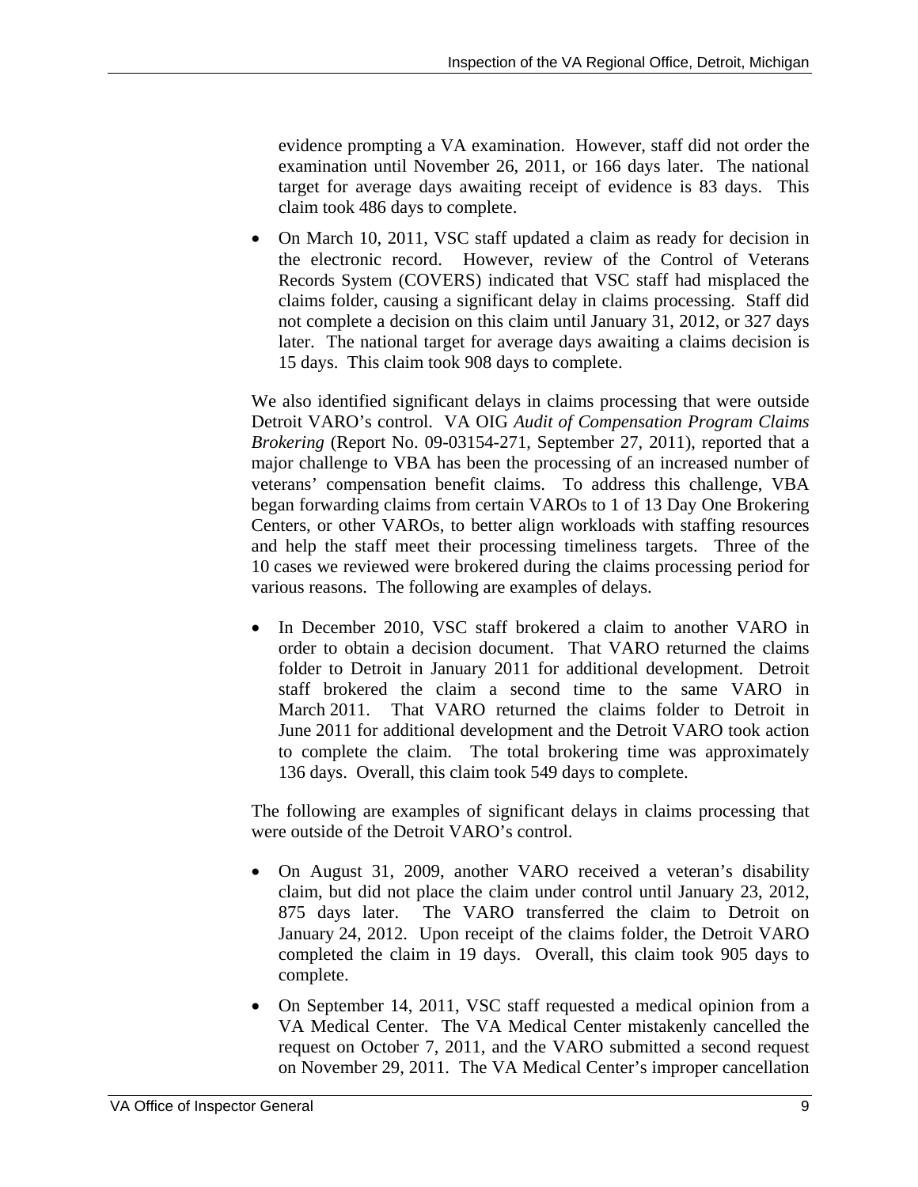evidence prompting a VA examination. However, staff did not order the examination until November 26, 2011, or 166 days later. The national target for average days awaiting receipt of evidence is 83 days. This claim took 486 days to complete.

- On March 10, 2011, VSC staff updated a claim as ready for decision in the electronic record. However, review of the Control of Veterans Records System (COVERS) indicated that VSC staff had misplaced the claims folder, causing a significant delay in claims processing. Staff did not complete a decision on this claim until January 31, 2012, or 327 days later. The national target for average days awaiting a claims decision is 15 days. This claim took 908 days to complete.

We also identified significant delays in claims processing that were outside Detroit VARO's control. VA OIG *Audit of Compensation Program Claims Brokering* (Report No. 09-03154-271, September 27, 2011), reported that a major challenge to VBA has been the processing of an increased number of veterans' compensation benefit claims. To address this challenge, VBA began forwarding claims from certain VAROs to 1 of 13 Day One Brokering Centers, or other VAROs, to better align workloads with staffing resources and help the staff meet their processing timeliness targets. Three of the 10 cases we reviewed were brokered during the claims processing period for various reasons. The following are examples of delays.

- In December 2010, VSC staff brokered a claim to another VARO in order to obtain a decision document. That VARO returned the claims folder to Detroit in January 2011 for additional development. Detroit staff brokered the claim a second time to the same VARO in March 2011. That VARO returned the claims folder to Detroit in June 2011 for additional development and the Detroit VARO took action to complete the claim. The total brokering time was approximately 136 days. Overall, this claim took 549 days to complete.

The following are examples of significant delays in claims processing that were outside of the Detroit VARO's control.

- On August 31, 2009, another VARO received a veteran's disability claim, but did not place the claim under control until January 23, 2012, 875 days later. The VARO transferred the claim to Detroit on January 24, 2012. Upon receipt of the claims folder, the Detroit VARO completed the claim in 19 days. Overall, this claim took 905 days to complete.
- On September 14, 2011, VSC staff requested a medical opinion from a VA Medical Center. The VA Medical Center mistakenly cancelled the request on October 7, 2011, and the VARO submitted a second request on November 29, 2011. The VA Medical Center's improper cancellation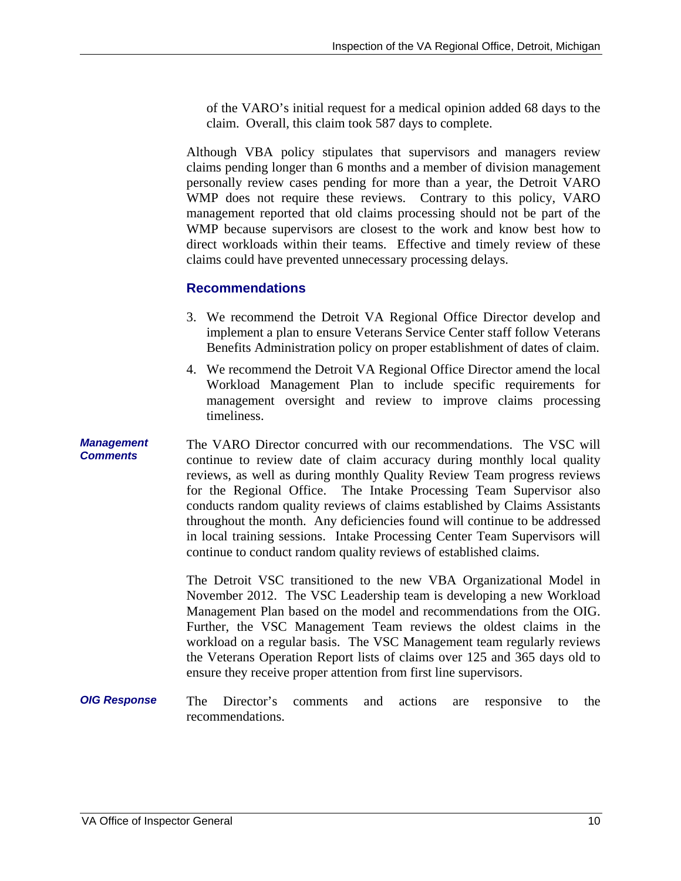of the VARO's initial request for a medical opinion added 68 days to the claim. Overall, this claim took 587 days to complete.

Although VBA policy stipulates that supervisors and managers review claims pending longer than 6 months and a member of division management personally review cases pending for more than a year, the Detroit VARO WMP does not require these reviews. Contrary to this policy, VARO management reported that old claims processing should not be part of the WMP because supervisors are closest to the work and know best how to direct workloads within their teams. Effective and timely review of these claims could have prevented unnecessary processing delays.

### Recommendations

3. We recommend the Detroit VA Regional Office Director develop and implement a plan to ensure Veterans Service Center staff follow Veterans Benefits Administration policy on proper establishment of dates of claim.
4. We recommend the Detroit VA Regional Office Director amend the local Workload Management Plan to include specific requirements for management oversight and review to improve claims processing timeliness.

***Management Comments***

The VARO Director concurred with our recommendations. The VSC will continue to review date of claim accuracy during monthly local quality reviews, as well as during monthly Quality Review Team progress reviews for the Regional Office. The Intake Processing Team Supervisor also conducts random quality reviews of claims established by Claims Assistants throughout the month. Any deficiencies found will continue to be addressed in local training sessions. Intake Processing Center Team Supervisors will continue to conduct random quality reviews of established claims.

The Detroit VSC transitioned to the new VBA Organizational Model in November 2012. The VSC Leadership team is developing a new Workload Management Plan based on the model and recommendations from the OIG. Further, the VSC Management Team reviews the oldest claims in the workload on a regular basis. The VSC Management team regularly reviews the Veterans Operation Report lists of claims over 125 and 365 days old to ensure they receive proper attention from first line supervisors.

***OIG Response***

The Director's comments and actions are responsive to the recommendations.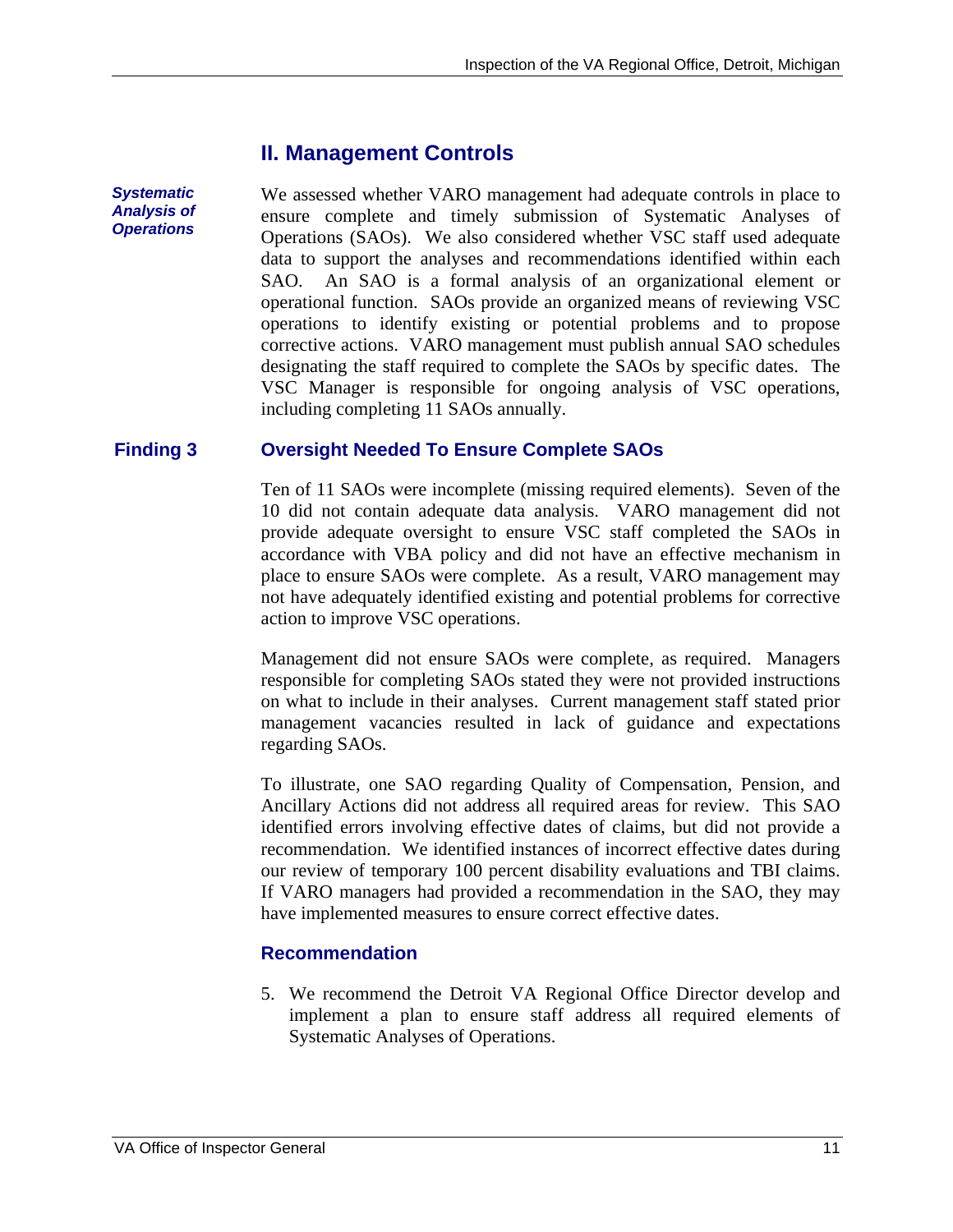## II. Management Controls

***Systematic Analysis of Operations***

We assessed whether VARO management had adequate controls in place to ensure complete and timely submission of Systematic Analyses of Operations (SAOs). We also considered whether VSC staff used adequate data to support the analyses and recommendations identified within each SAO. An SAO is a formal analysis of an organizational element or operational function. SAOs provide an organized means of reviewing VSC operations to identify existing or potential problems and to propose corrective actions. VARO management must publish annual SAO schedules designating the staff required to complete the SAOs by specific dates. The VSC Manager is responsible for ongoing analysis of VSC operations, including completing 11 SAOs annually.

### Finding 3 Oversight Needed To Ensure Complete SAOs

Ten of 11 SAOs were incomplete (missing required elements). Seven of the 10 did not contain adequate data analysis. VARO management did not provide adequate oversight to ensure VSC staff completed the SAOs in accordance with VBA policy and did not have an effective mechanism in place to ensure SAOs were complete. As a result, VARO management may not have adequately identified existing and potential problems for corrective action to improve VSC operations.

Management did not ensure SAOs were complete, as required. Managers responsible for completing SAOs stated they were not provided instructions on what to include in their analyses. Current management staff stated prior management vacancies resulted in lack of guidance and expectations regarding SAOs.

To illustrate, one SAO regarding Quality of Compensation, Pension, and Ancillary Actions did not address all required areas for review. This SAO identified errors involving effective dates of claims, but did not provide a recommendation. We identified instances of incorrect effective dates during our review of temporary 100 percent disability evaluations and TBI claims. If VARO managers had provided a recommendation in the SAO, they may have implemented measures to ensure correct effective dates.

### Recommendation

5. We recommend the Detroit VA Regional Office Director develop and implement a plan to ensure staff address all required elements of Systematic Analyses of Operations.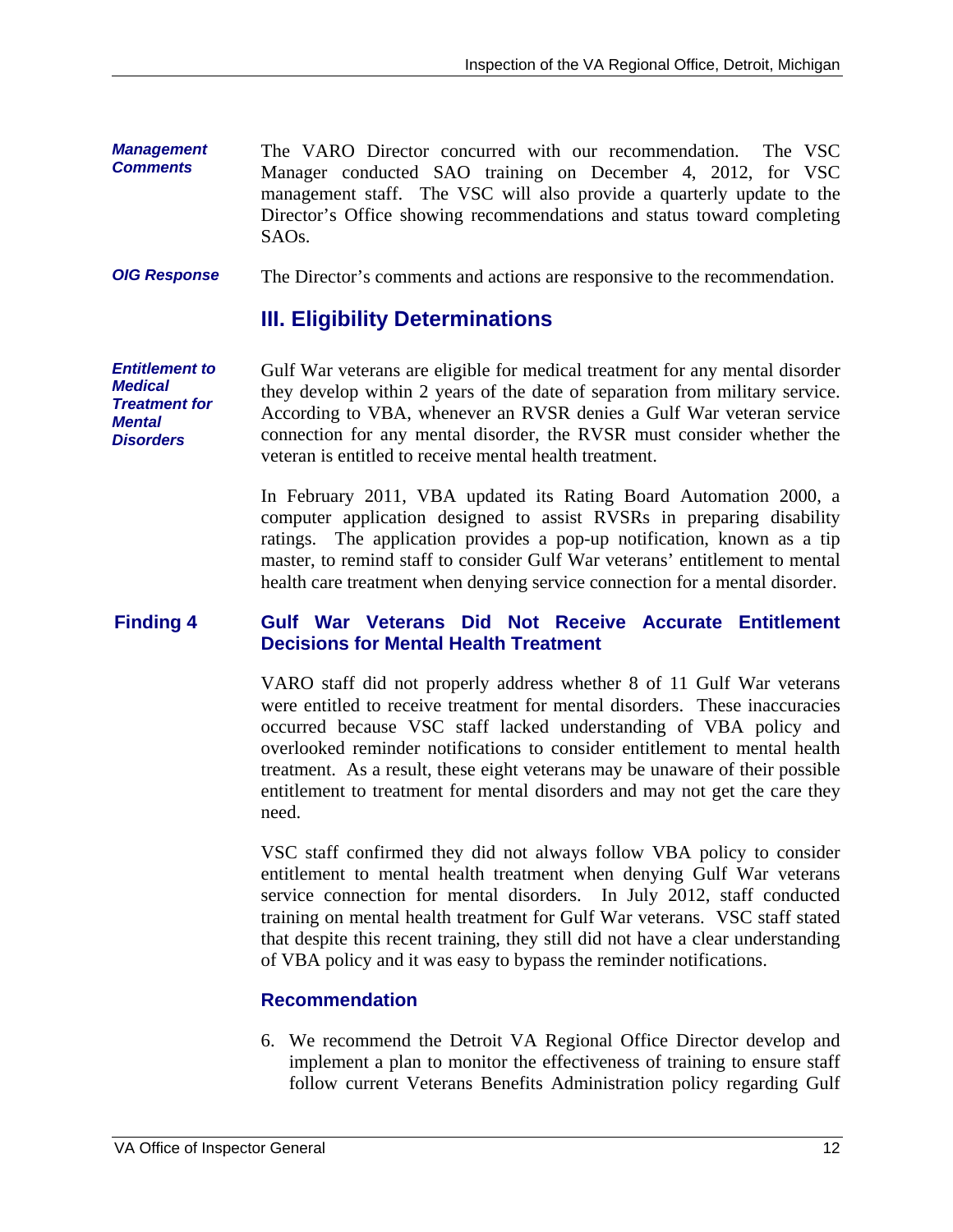***Management Comments***

The VARO Director concurred with our recommendation. The VSC Manager conducted SAO training on December 4, 2012, for VSC management staff. The VSC will also provide a quarterly update to the Director's Office showing recommendations and status toward completing SAOs.

***OIG Response***

The Director's comments and actions are responsive to the recommendation.

## III. Eligibility Determinations

***Entitlement to Medical Treatment for Mental Disorders***

Gulf War veterans are eligible for medical treatment for any mental disorder they develop within 2 years of the date of separation from military service. According to VBA, whenever an RVSR denies a Gulf War veteran service connection for any mental disorder, the RVSR must consider whether the veteran is entitled to receive mental health treatment.

In February 2011, VBA updated its Rating Board Automation 2000, a computer application designed to assist RVSRs in preparing disability ratings. The application provides a pop-up notification, known as a tip master, to remind staff to consider Gulf War veterans' entitlement to mental health care treatment when denying service connection for a mental disorder.

### Finding 4 Gulf War Veterans Did Not Receive Accurate Entitlement Decisions for Mental Health Treatment

VARO staff did not properly address whether 8 of 11 Gulf War veterans were entitled to receive treatment for mental disorders. These inaccuracies occurred because VSC staff lacked understanding of VBA policy and overlooked reminder notifications to consider entitlement to mental health treatment. As a result, these eight veterans may be unaware of their possible entitlement to treatment for mental disorders and may not get the care they need.

VSC staff confirmed they did not always follow VBA policy to consider entitlement to mental health treatment when denying Gulf War veterans service connection for mental disorders. In July 2012, staff conducted training on mental health treatment for Gulf War veterans. VSC staff stated that despite this recent training, they still did not have a clear understanding of VBA policy and it was easy to bypass the reminder notifications.

### Recommendation

6. We recommend the Detroit VA Regional Office Director develop and implement a plan to monitor the effectiveness of training to ensure staff follow current Veterans Benefits Administration policy regarding Gulf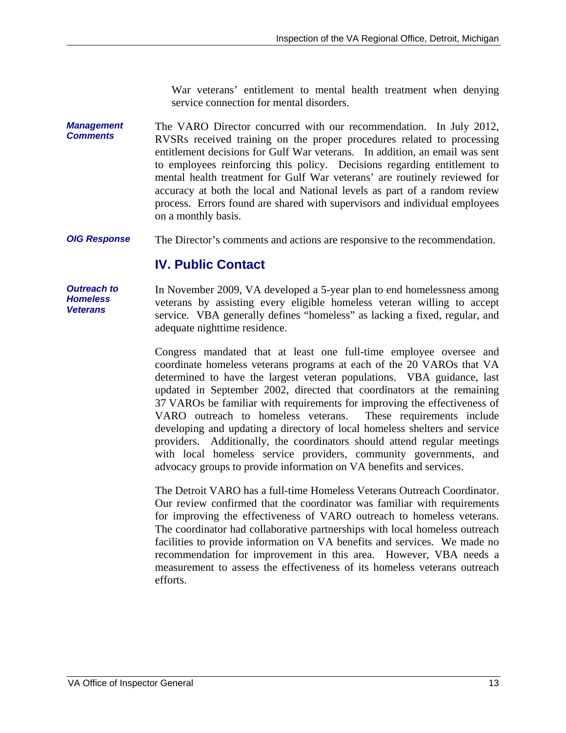War veterans' entitlement to mental health treatment when denying service connection for mental disorders.

***Management Comments***

The VARO Director concurred with our recommendation. In July 2012, RVSRs received training on the proper procedures related to processing entitlement decisions for Gulf War veterans. In addition, an email was sent to employees reinforcing this policy. Decisions regarding entitlement to mental health treatment for Gulf War veterans' are routinely reviewed for accuracy at both the local and National levels as part of a random review process. Errors found are shared with supervisors and individual employees on a monthly basis.

***OIG Response***

The Director's comments and actions are responsive to the recommendation.

## IV. Public Contact

***Outreach to Homeless Veterans***

In November 2009, VA developed a 5-year plan to end homelessness among veterans by assisting every eligible homeless veteran willing to accept service. VBA generally defines "homeless" as lacking a fixed, regular, and adequate nighttime residence.

Congress mandated that at least one full-time employee oversee and coordinate homeless veterans programs at each of the 20 VAROs that VA determined to have the largest veteran populations. VBA guidance, last updated in September 2002, directed that coordinators at the remaining 37 VAROs be familiar with requirements for improving the effectiveness of VARO outreach to homeless veterans. These requirements include developing and updating a directory of local homeless shelters and service providers. Additionally, the coordinators should attend regular meetings with local homeless service providers, community governments, and advocacy groups to provide information on VA benefits and services.

The Detroit VARO has a full-time Homeless Veterans Outreach Coordinator. Our review confirmed that the coordinator was familiar with requirements for improving the effectiveness of VARO outreach to homeless veterans. The coordinator had collaborative partnerships with local homeless outreach facilities to provide information on VA benefits and services. We made no recommendation for improvement in this area. However, VBA needs a measurement to assess the effectiveness of its homeless veterans outreach efforts.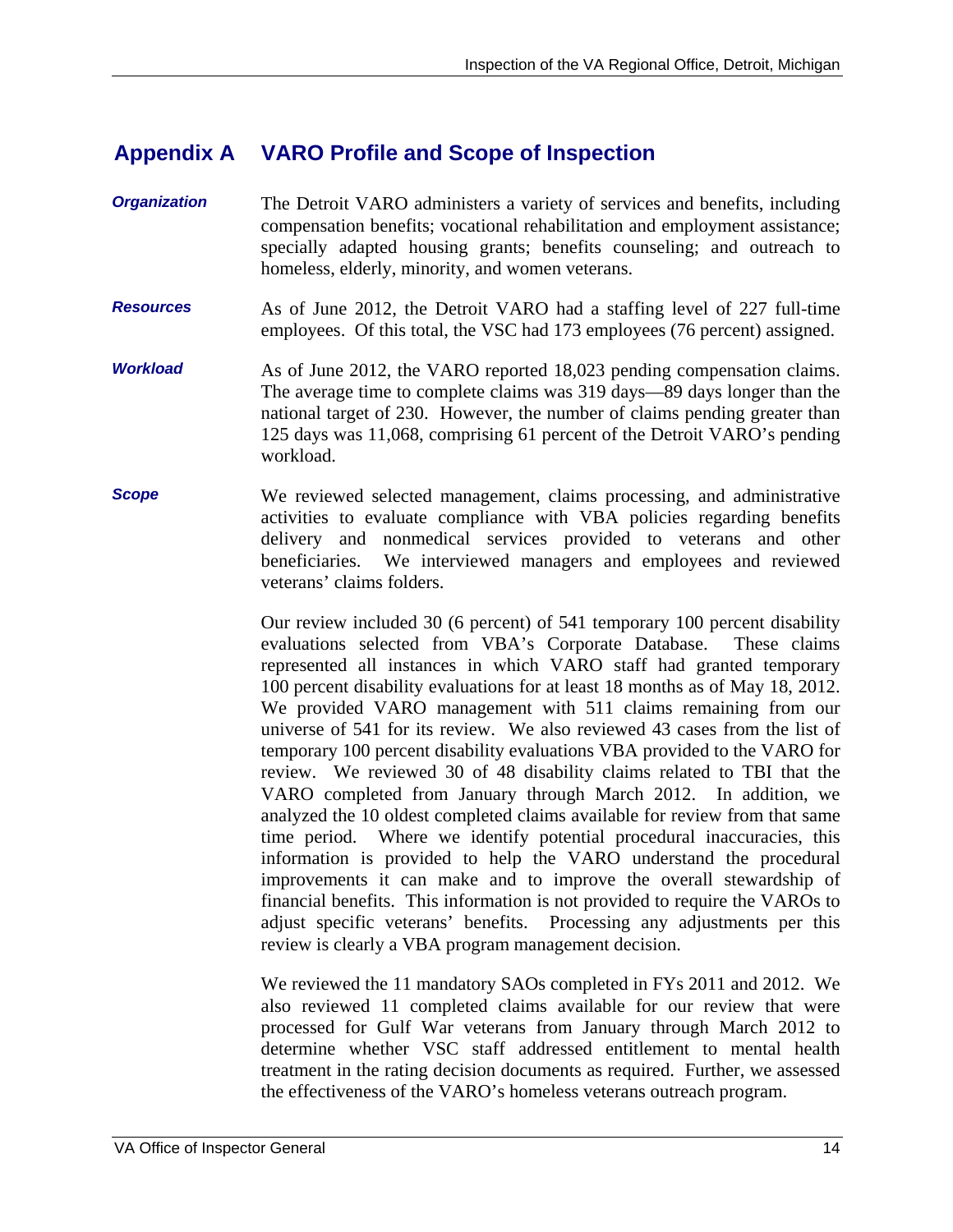## Appendix A VARO Profile and Scope of Inspection

***Organization*** The Detroit VARO administers a variety of services and benefits, including compensation benefits; vocational rehabilitation and employment assistance; specially adapted housing grants; benefits counseling; and outreach to homeless, elderly, minority, and women veterans.

***Resources*** As of June 2012, the Detroit VARO had a staffing level of 227 full-time employees. Of this total, the VSC had 173 employees (76 percent) assigned.

***Workload*** As of June 2012, the VARO reported 18,023 pending compensation claims. The average time to complete claims was 319 days—89 days longer than the national target of 230. However, the number of claims pending greater than 125 days was 11,068, comprising 61 percent of the Detroit VARO's pending workload.

***Scope*** We reviewed selected management, claims processing, and administrative activities to evaluate compliance with VBA policies regarding benefits delivery and nonmedical services provided to veterans and other beneficiaries. We interviewed managers and employees and reviewed veterans' claims folders.

Our review included 30 (6 percent) of 541 temporary 100 percent disability evaluations selected from VBA's Corporate Database. These claims represented all instances in which VARO staff had granted temporary 100 percent disability evaluations for at least 18 months as of May 18, 2012. We provided VARO management with 511 claims remaining from our universe of 541 for its review. We also reviewed 43 cases from the list of temporary 100 percent disability evaluations VBA provided to the VARO for review. We reviewed 30 of 48 disability claims related to TBI that the VARO completed from January through March 2012. In addition, we analyzed the 10 oldest completed claims available for review from that same time period. Where we identify potential procedural inaccuracies, this information is provided to help the VARO understand the procedural improvements it can make and to improve the overall stewardship of financial benefits. This information is not provided to require the VAROs to adjust specific veterans' benefits. Processing any adjustments per this review is clearly a VBA program management decision.

We reviewed the 11 mandatory SAOs completed in FYs 2011 and 2012. We also reviewed 11 completed claims available for our review that were processed for Gulf War veterans from January through March 2012 to determine whether VSC staff addressed entitlement to mental health treatment in the rating decision documents as required. Further, we assessed the effectiveness of the VARO's homeless veterans outreach program.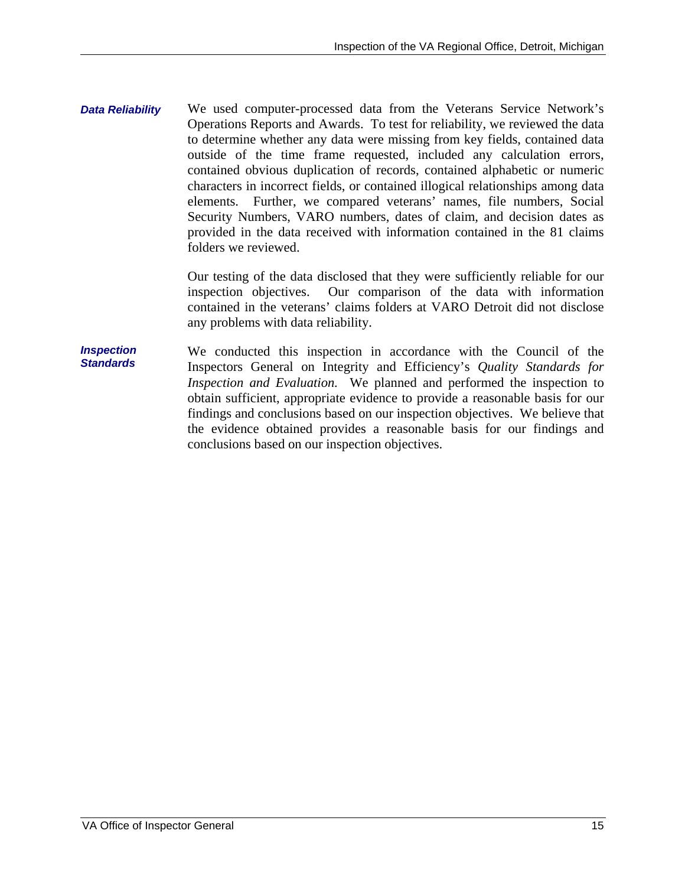### *Data Reliability*

We used computer-processed data from the Veterans Service Network's Operations Reports and Awards. To test for reliability, we reviewed the data to determine whether any data were missing from key fields, contained data outside of the time frame requested, included any calculation errors, contained obvious duplication of records, contained alphabetic or numeric characters in incorrect fields, or contained illogical relationships among data elements. Further, we compared veterans' names, file numbers, Social Security Numbers, VARO numbers, dates of claim, and decision dates as provided in the data received with information contained in the 81 claims folders we reviewed.

Our testing of the data disclosed that they were sufficiently reliable for our inspection objectives. Our comparison of the data with information contained in the veterans' claims folders at VARO Detroit did not disclose any problems with data reliability.

### *Inspection Standards*

We conducted this inspection in accordance with the Council of the Inspectors General on Integrity and Efficiency's *Quality Standards for Inspection and Evaluation.* We planned and performed the inspection to obtain sufficient, appropriate evidence to provide a reasonable basis for our findings and conclusions based on our inspection objectives. We believe that the evidence obtained provides a reasonable basis for our findings and conclusions based on our inspection objectives.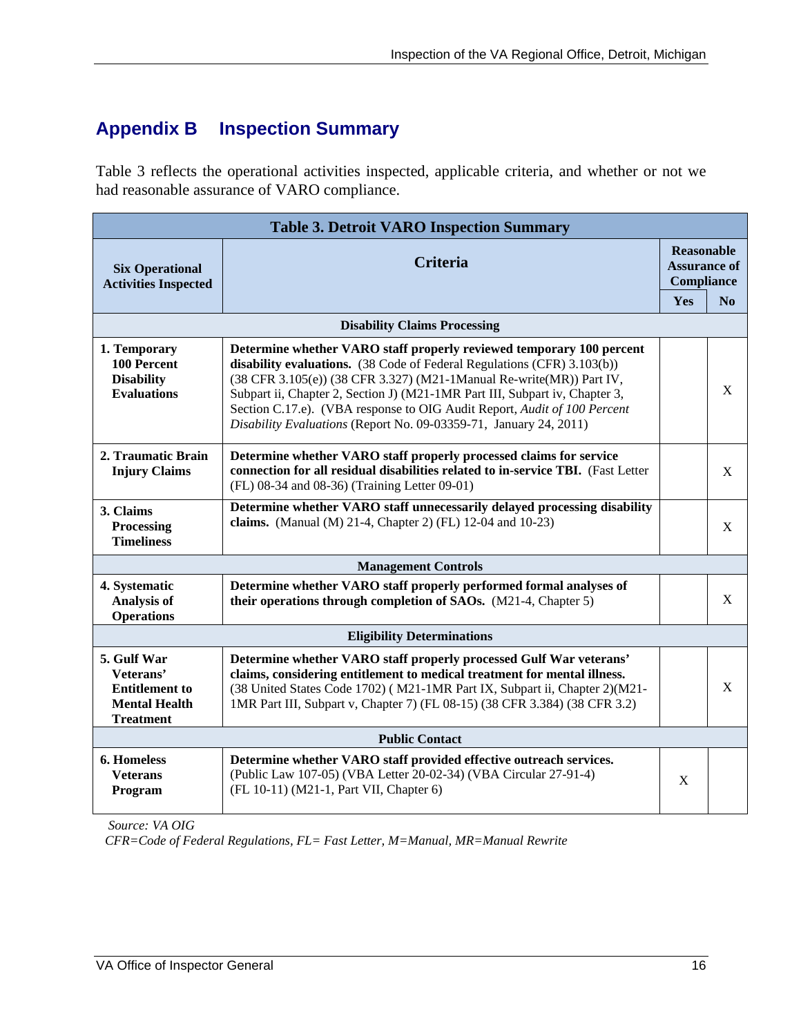## Appendix B Inspection Summary

Table 3 reflects the operational activities inspected, applicable criteria, and whether or not we had reasonable assurance of VARO compliance.

| Table 3. Detroit VARO Inspection Summary | | | |
|---|---|---|---|
| **Six Operational Activities Inspected** | **Criteria** | **Reasonable Assurance of Compliance** | |
| | | **Yes** | **No** |
| **Disability Claims Processing** | | | |
| **1. Temporary 100 Percent Disability Evaluations** | **Determine whether VARO staff properly reviewed temporary 100 percent disability evaluations.** (38 Code of Federal Regulations (CFR) 3.103(b)) (38 CFR 3.105(e)) (38 CFR 3.327) (M21-1Manual Re-write(MR)) Part IV, Subpart ii, Chapter 2, Section J) (M21-1MR Part III, Subpart iv, Chapter 3, Section C.17.e). (VBA response to OIG Audit Report, *Audit of 100 Percent Disability Evaluations* (Report No. 09-03359-71, January 24, 2011) | | X |
| **2. Traumatic Brain Injury Claims** | **Determine whether VARO staff properly processed claims for service connection for all residual disabilities related to in-service TBI.** (Fast Letter (FL) 08-34 and 08-36) (Training Letter 09-01) | | X |
| **3. Claims Processing Timeliness** | **Determine whether VARO staff unnecessarily delayed processing disability claims.** (Manual (M) 21-4, Chapter 2) (FL) 12-04 and 10-23) | | X |
| **Management Controls** | | | |
| **4. Systematic Analysis of Operations** | **Determine whether VARO staff properly performed formal analyses of their operations through completion of SAOs.** (M21-4, Chapter 5) | | X |
| **Eligibility Determinations** | | | |
| **5. Gulf War Veterans' Entitlement to Mental Health Treatment** | **Determine whether VARO staff properly processed Gulf War veterans' claims, considering entitlement to medical treatment for mental illness.** (38 United States Code 1702) ( M21-1MR Part IX, Subpart ii, Chapter 2)(M21-1MR Part III, Subpart v, Chapter 7) (FL 08-15) (38 CFR 3.384) (38 CFR 3.2) | | X |
| **Public Contact** | | | |
| **6. Homeless Veterans Program** | **Determine whether VARO staff provided effective outreach services.** (Public Law 107-05) (VBA Letter 20-02-34) (VBA Circular 27-91-4) (FL 10-11) (M21-1, Part VII, Chapter 6) | X | |

*Source: VA OIG*
*CFR=Code of Federal Regulations, FL= Fast Letter, M=Manual, MR=Manual Rewrite*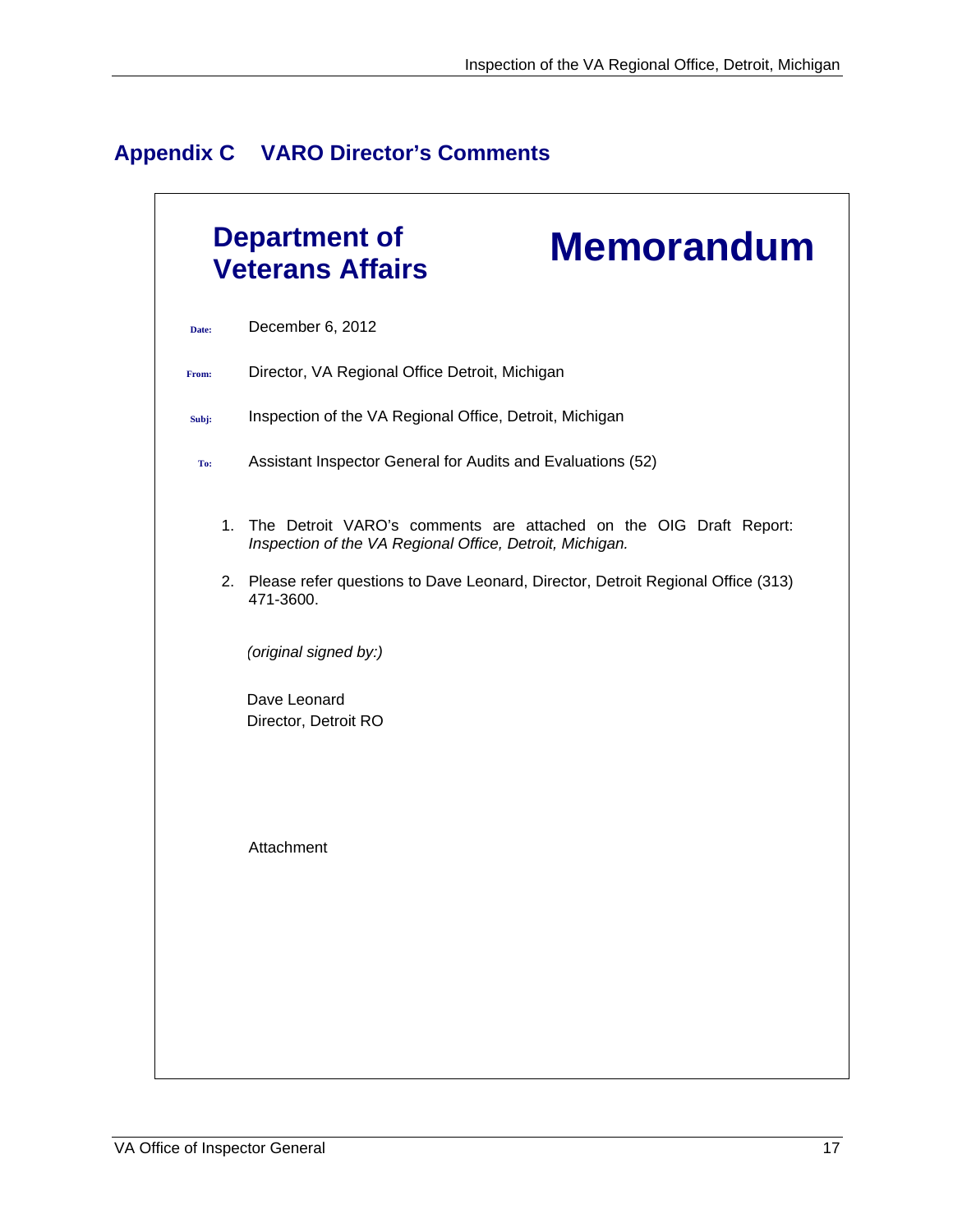## Appendix C VARO Director's Comments

**Department of Veterans Affairs**

# Memorandum

**Date:** December 6, 2012

**From:** Director, VA Regional Office Detroit, Michigan

**Subj:** Inspection of the VA Regional Office, Detroit, Michigan

**To:** Assistant Inspector General for Audits and Evaluations (52)

1. The Detroit VARO's comments are attached on the OIG Draft Report: *Inspection of the VA Regional Office, Detroit, Michigan.*

2. Please refer questions to Dave Leonard, Director, Detroit Regional Office (313) 471-3600.

*(original signed by:)*

Dave Leonard
Director, Detroit RO

Attachment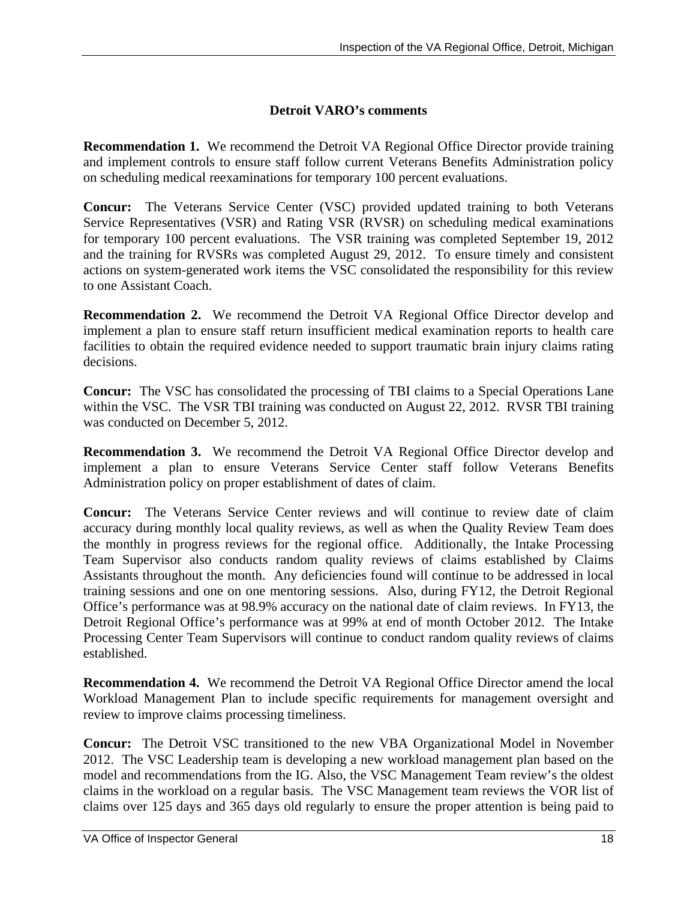**Detroit VARO's comments**

**Recommendation 1.** We recommend the Detroit VA Regional Office Director provide training and implement controls to ensure staff follow current Veterans Benefits Administration policy on scheduling medical reexaminations for temporary 100 percent evaluations.

**Concur:** The Veterans Service Center (VSC) provided updated training to both Veterans Service Representatives (VSR) and Rating VSR (RVSR) on scheduling medical examinations for temporary 100 percent evaluations. The VSR training was completed September 19, 2012 and the training for RVSRs was completed August 29, 2012. To ensure timely and consistent actions on system-generated work items the VSC consolidated the responsibility for this review to one Assistant Coach.

**Recommendation 2.** We recommend the Detroit VA Regional Office Director develop and implement a plan to ensure staff return insufficient medical examination reports to health care facilities to obtain the required evidence needed to support traumatic brain injury claims rating decisions.

**Concur:** The VSC has consolidated the processing of TBI claims to a Special Operations Lane within the VSC. The VSR TBI training was conducted on August 22, 2012. RVSR TBI training was conducted on December 5, 2012.

**Recommendation 3.** We recommend the Detroit VA Regional Office Director develop and implement a plan to ensure Veterans Service Center staff follow Veterans Benefits Administration policy on proper establishment of dates of claim.

**Concur:** The Veterans Service Center reviews and will continue to review date of claim accuracy during monthly local quality reviews, as well as when the Quality Review Team does the monthly in progress reviews for the regional office. Additionally, the Intake Processing Team Supervisor also conducts random quality reviews of claims established by Claims Assistants throughout the month. Any deficiencies found will continue to be addressed in local training sessions and one on one mentoring sessions. Also, during FY12, the Detroit Regional Office's performance was at 98.9% accuracy on the national date of claim reviews. In FY13, the Detroit Regional Office's performance was at 99% at end of month October 2012. The Intake Processing Center Team Supervisors will continue to conduct random quality reviews of claims established.

**Recommendation 4.** We recommend the Detroit VA Regional Office Director amend the local Workload Management Plan to include specific requirements for management oversight and review to improve claims processing timeliness.

**Concur:** The Detroit VSC transitioned to the new VBA Organizational Model in November 2012. The VSC Leadership team is developing a new workload management plan based on the model and recommendations from the IG. Also, the VSC Management Team review's the oldest claims in the workload on a regular basis. The VSC Management team reviews the VOR list of claims over 125 days and 365 days old regularly to ensure the proper attention is being paid to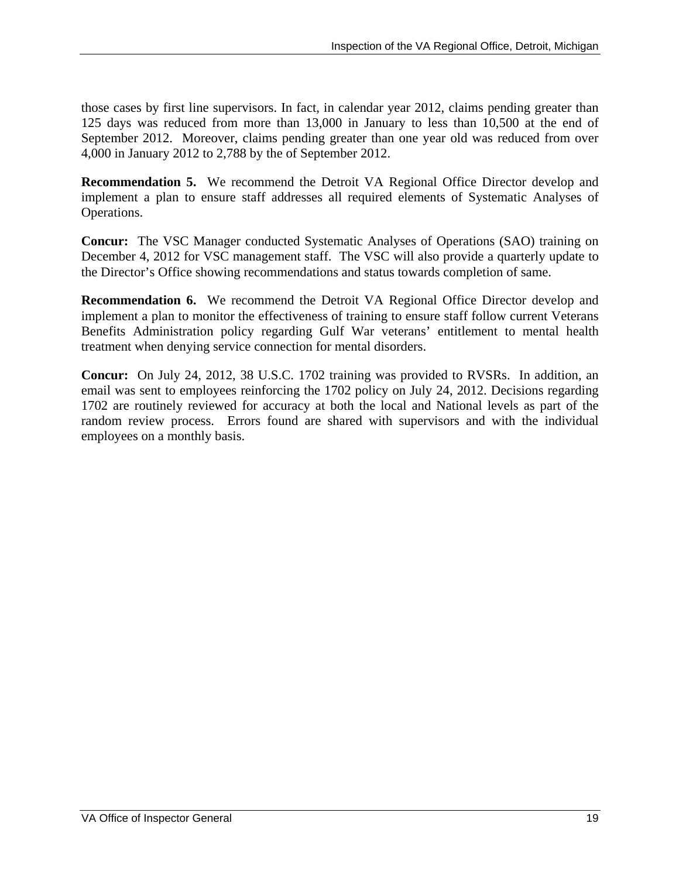those cases by first line supervisors. In fact, in calendar year 2012, claims pending greater than 125 days was reduced from more than 13,000 in January to less than 10,500 at the end of September 2012. Moreover, claims pending greater than one year old was reduced from over 4,000 in January 2012 to 2,788 by the of September 2012.

**Recommendation 5.** We recommend the Detroit VA Regional Office Director develop and implement a plan to ensure staff addresses all required elements of Systematic Analyses of Operations.

**Concur:** The VSC Manager conducted Systematic Analyses of Operations (SAO) training on December 4, 2012 for VSC management staff. The VSC will also provide a quarterly update to the Director's Office showing recommendations and status towards completion of same.

**Recommendation 6.** We recommend the Detroit VA Regional Office Director develop and implement a plan to monitor the effectiveness of training to ensure staff follow current Veterans Benefits Administration policy regarding Gulf War veterans' entitlement to mental health treatment when denying service connection for mental disorders.

**Concur:** On July 24, 2012, 38 U.S.C. 1702 training was provided to RVSRs. In addition, an email was sent to employees reinforcing the 1702 policy on July 24, 2012. Decisions regarding 1702 are routinely reviewed for accuracy at both the local and National levels as part of the random review process. Errors found are shared with supervisors and with the individual employees on a monthly basis.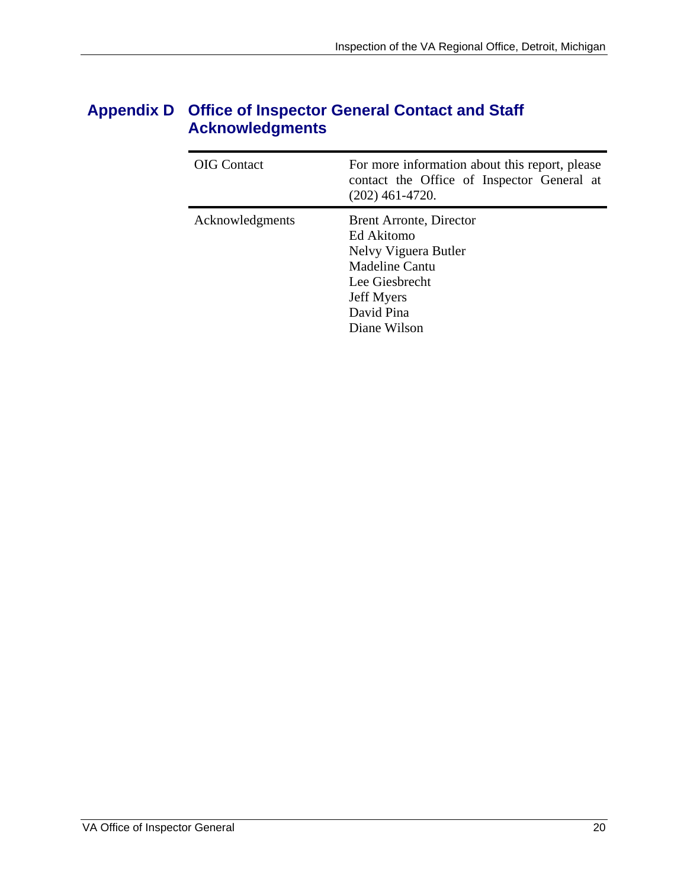## Appendix D Office of Inspector General Contact and Staff Acknowledgments

| | |
|---|---|
| OIG Contact | For more information about this report, please contact the Office of Inspector General at (202) 461-4720. |
| Acknowledgments | Brent Arronte, Director<br>Ed Akitomo<br>Nelvy Viguera Butler<br>Madeline Cantu<br>Lee Giesbrecht<br>Jeff Myers<br>David Pina<br>Diane Wilson |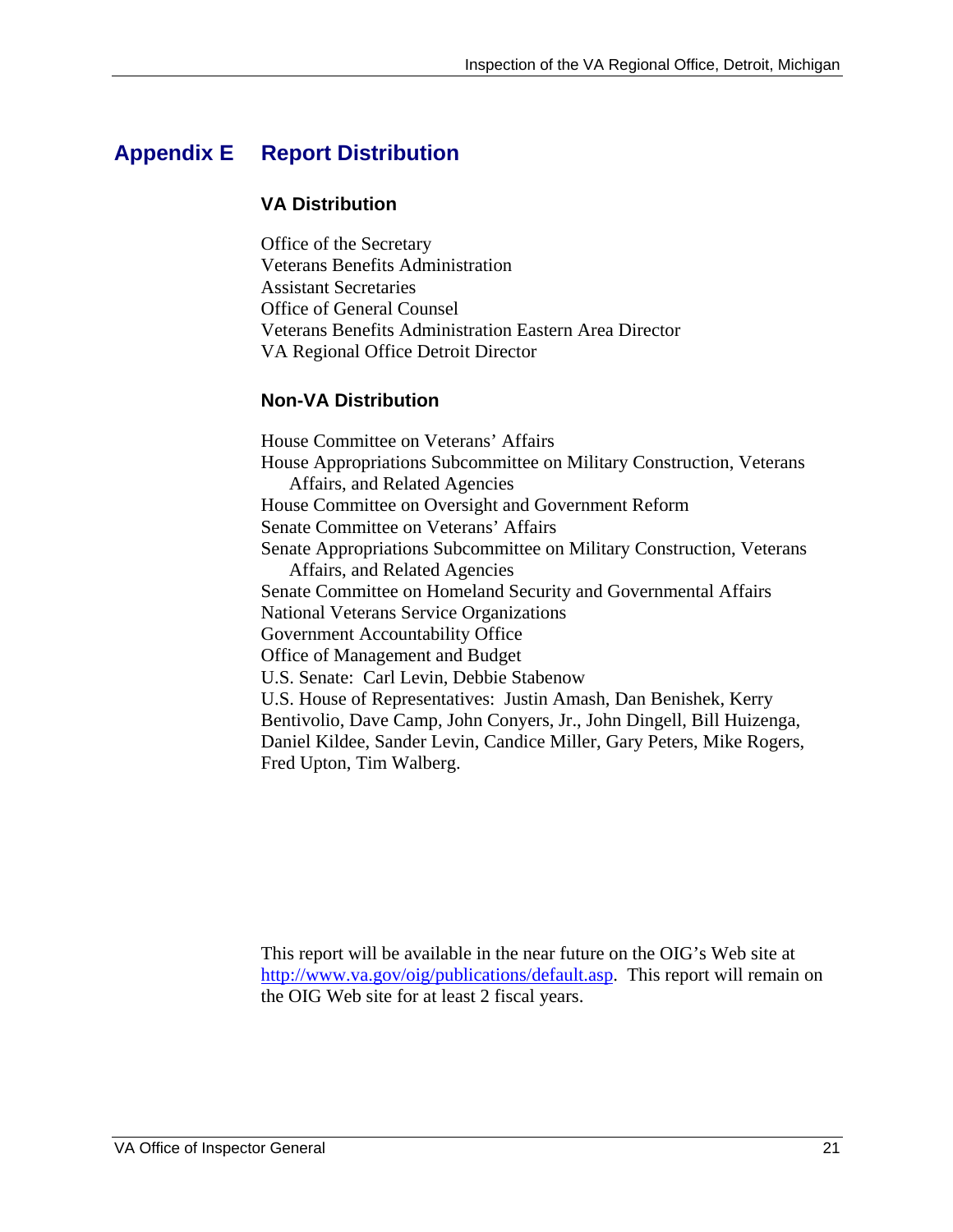# Appendix E Report Distribution

### VA Distribution

Office of the Secretary
Veterans Benefits Administration
Assistant Secretaries
Office of General Counsel
Veterans Benefits Administration Eastern Area Director
VA Regional Office Detroit Director

### Non-VA Distribution

House Committee on Veterans' Affairs
House Appropriations Subcommittee on Military Construction, Veterans Affairs, and Related Agencies
House Committee on Oversight and Government Reform
Senate Committee on Veterans' Affairs
Senate Appropriations Subcommittee on Military Construction, Veterans Affairs, and Related Agencies
Senate Committee on Homeland Security and Governmental Affairs
National Veterans Service Organizations
Government Accountability Office
Office of Management and Budget
U.S. Senate: Carl Levin, Debbie Stabenow
U.S. House of Representatives: Justin Amash, Dan Benishek, Kerry Bentivolio, Dave Camp, John Conyers, Jr., John Dingell, Bill Huizenga, Daniel Kildee, Sander Levin, Candice Miller, Gary Peters, Mike Rogers, Fred Upton, Tim Walberg.

This report will be available in the near future on the OIG's Web site at http://www.va.gov/oig/publications/default.asp. This report will remain on the OIG Web site for at least 2 fiscal years.